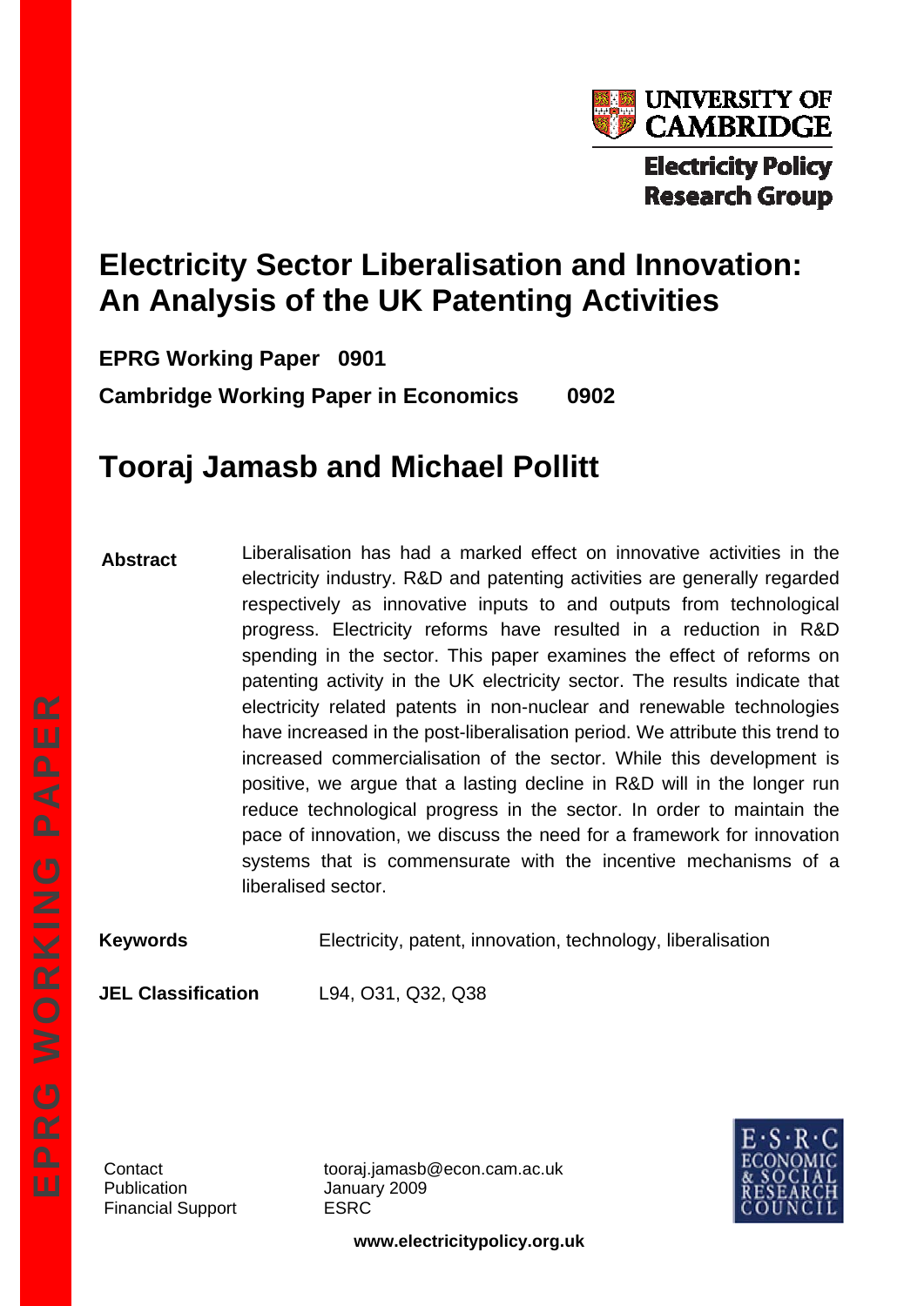UNIVERSITY OF CAMBRIDGE

Electricity Policy Research Group

# Electricity Sector Liberalisation and Innovation: An Analysis of the UK Patenting Activities

**EPRG Working Paper 0901**

**Cambridge Working Paper in Economics 0902**

## Tooraj Jamasb and Michael Pollitt

**Abstract** Liberalisation has had a marked effect on innovative activities in the electricity industry. R&D and patenting activities are generally regarded respectively as innovative inputs to and outputs from technological progress. Electricity reforms have resulted in a reduction in R&D spending in the sector. This paper examines the effect of reforms on patenting activity in the UK electricity sector. The results indicate that electricity related patents in non-nuclear and renewable technologies have increased in the post-liberalisation period. We attribute this trend to increased commercialisation of the sector. While this development is positive, we argue that a lasting decline in R&D will in the longer run reduce technological progress in the sector. In order to maintain the pace of innovation, we discuss the need for a framework for innovation systems that is commensurate with the incentive mechanisms of a liberalised sector.

**Keywords** Electricity, patent, innovation, technology, liberalisation

**JEL Classification** L94, O31, Q32, Q38

EPRG WORKING PAPER

| | |
|---|---|
| Contact | tooraj.jamasb@econ.cam.ac.uk |
| Publication | January 2009 |
| Financial Support | ESRC |

E·S·R·C ECONOMIC & SOCIAL RESEARCH COUNCIL

**www.electricitypolicy.org.uk**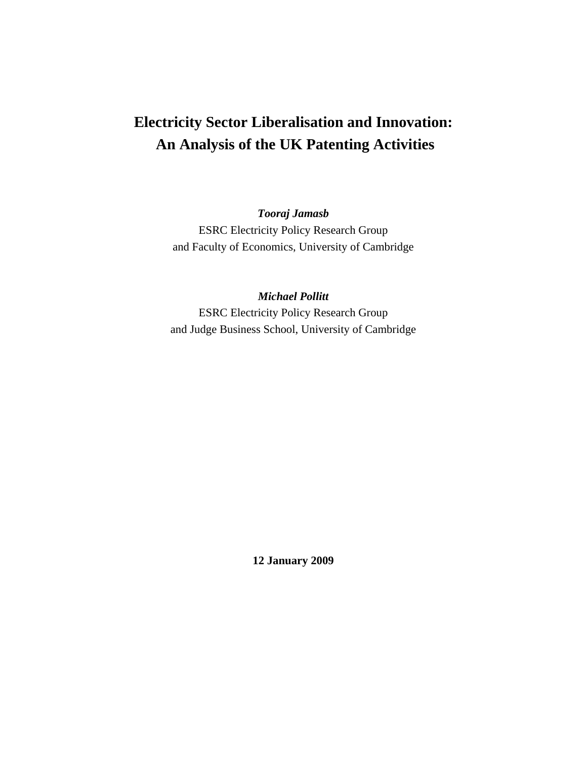# Electricity Sector Liberalisation and Innovation: An Analysis of the UK Patenting Activities

***Tooraj Jamasb***

ESRC Electricity Policy Research Group
and Faculty of Economics, University of Cambridge

***Michael Pollitt***

ESRC Electricity Policy Research Group
and Judge Business School, University of Cambridge

**12 January 2009**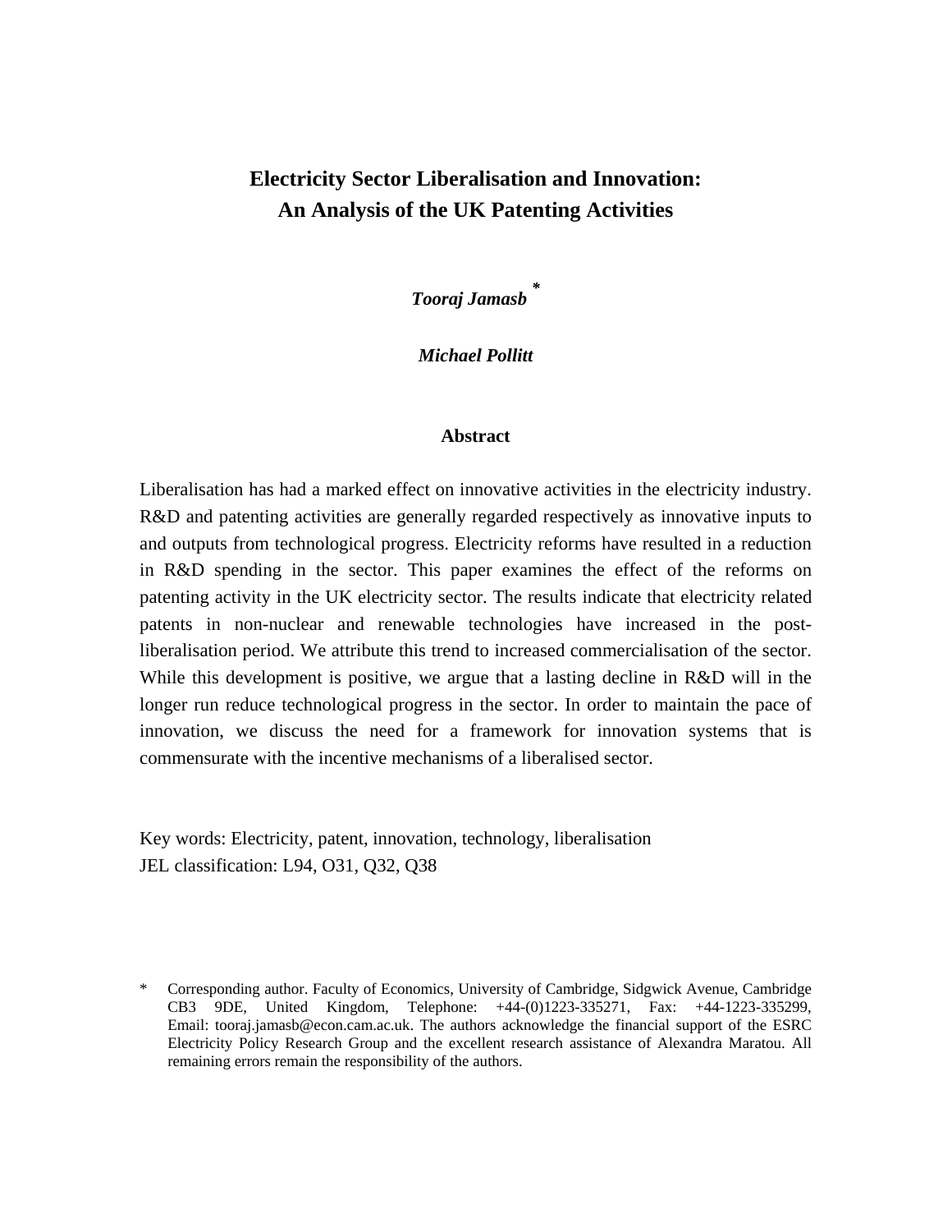# Electricity Sector Liberalisation and Innovation: An Analysis of the UK Patenting Activities

***Tooraj Jamasb*** *

***Michael Pollitt***

## Abstract

Liberalisation has had a marked effect on innovative activities in the electricity industry. R&D and patenting activities are generally regarded respectively as innovative inputs to and outputs from technological progress. Electricity reforms have resulted in a reduction in R&D spending in the sector. This paper examines the effect of the reforms on patenting activity in the UK electricity sector. The results indicate that electricity related patents in non-nuclear and renewable technologies have increased in the post-liberalisation period. We attribute this trend to increased commercialisation of the sector. While this development is positive, we argue that a lasting decline in R&D will in the longer run reduce technological progress in the sector. In order to maintain the pace of innovation, we discuss the need for a framework for innovation systems that is commensurate with the incentive mechanisms of a liberalised sector.

Key words: Electricity, patent, innovation, technology, liberalisation
JEL classification: L94, O31, Q32, Q38

\* Corresponding author. Faculty of Economics, University of Cambridge, Sidgwick Avenue, Cambridge CB3 9DE, United Kingdom, Telephone: +44-(0)1223-335271, Fax: +44-1223-335299, Email: tooraj.jamasb@econ.cam.ac.uk. The authors acknowledge the financial support of the ESRC Electricity Policy Research Group and the excellent research assistance of Alexandra Maratou. All remaining errors remain the responsibility of the authors.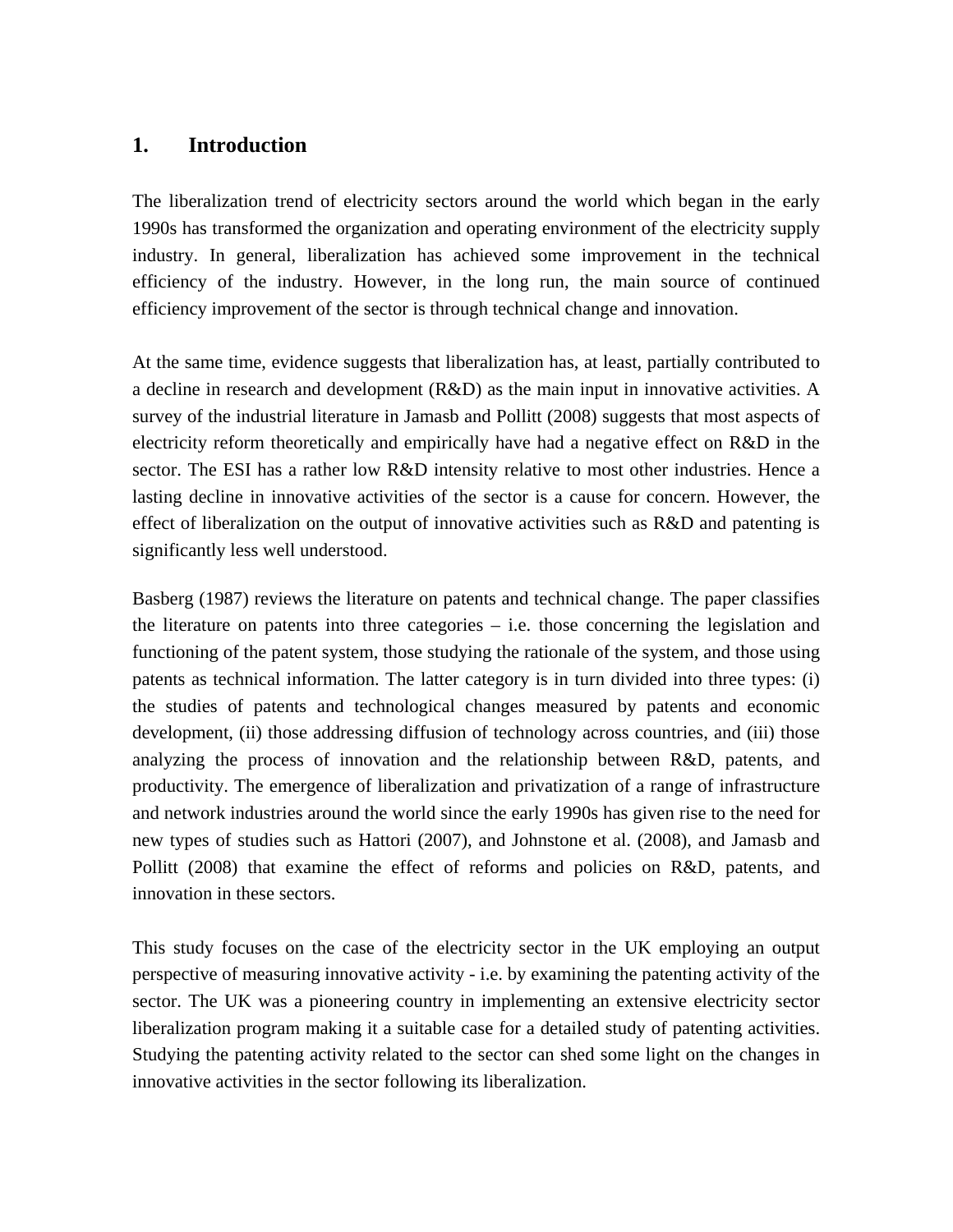# 1. Introduction

The liberalization trend of electricity sectors around the world which began in the early 1990s has transformed the organization and operating environment of the electricity supply industry. In general, liberalization has achieved some improvement in the technical efficiency of the industry. However, in the long run, the main source of continued efficiency improvement of the sector is through technical change and innovation.

At the same time, evidence suggests that liberalization has, at least, partially contributed to a decline in research and development (R&D) as the main input in innovative activities. A survey of the industrial literature in Jamasb and Pollitt (2008) suggests that most aspects of electricity reform theoretically and empirically have had a negative effect on R&D in the sector. The ESI has a rather low R&D intensity relative to most other industries. Hence a lasting decline in innovative activities of the sector is a cause for concern. However, the effect of liberalization on the output of innovative activities such as R&D and patenting is significantly less well understood.

Basberg (1987) reviews the literature on patents and technical change. The paper classifies the literature on patents into three categories – i.e. those concerning the legislation and functioning of the patent system, those studying the rationale of the system, and those using patents as technical information. The latter category is in turn divided into three types: (i) the studies of patents and technological changes measured by patents and economic development, (ii) those addressing diffusion of technology across countries, and (iii) those analyzing the process of innovation and the relationship between R&D, patents, and productivity. The emergence of liberalization and privatization of a range of infrastructure and network industries around the world since the early 1990s has given rise to the need for new types of studies such as Hattori (2007), and Johnstone et al. (2008), and Jamasb and Pollitt (2008) that examine the effect of reforms and policies on R&D, patents, and innovation in these sectors.

This study focuses on the case of the electricity sector in the UK employing an output perspective of measuring innovative activity - i.e. by examining the patenting activity of the sector. The UK was a pioneering country in implementing an extensive electricity sector liberalization program making it a suitable case for a detailed study of patenting activities. Studying the patenting activity related to the sector can shed some light on the changes in innovative activities in the sector following its liberalization.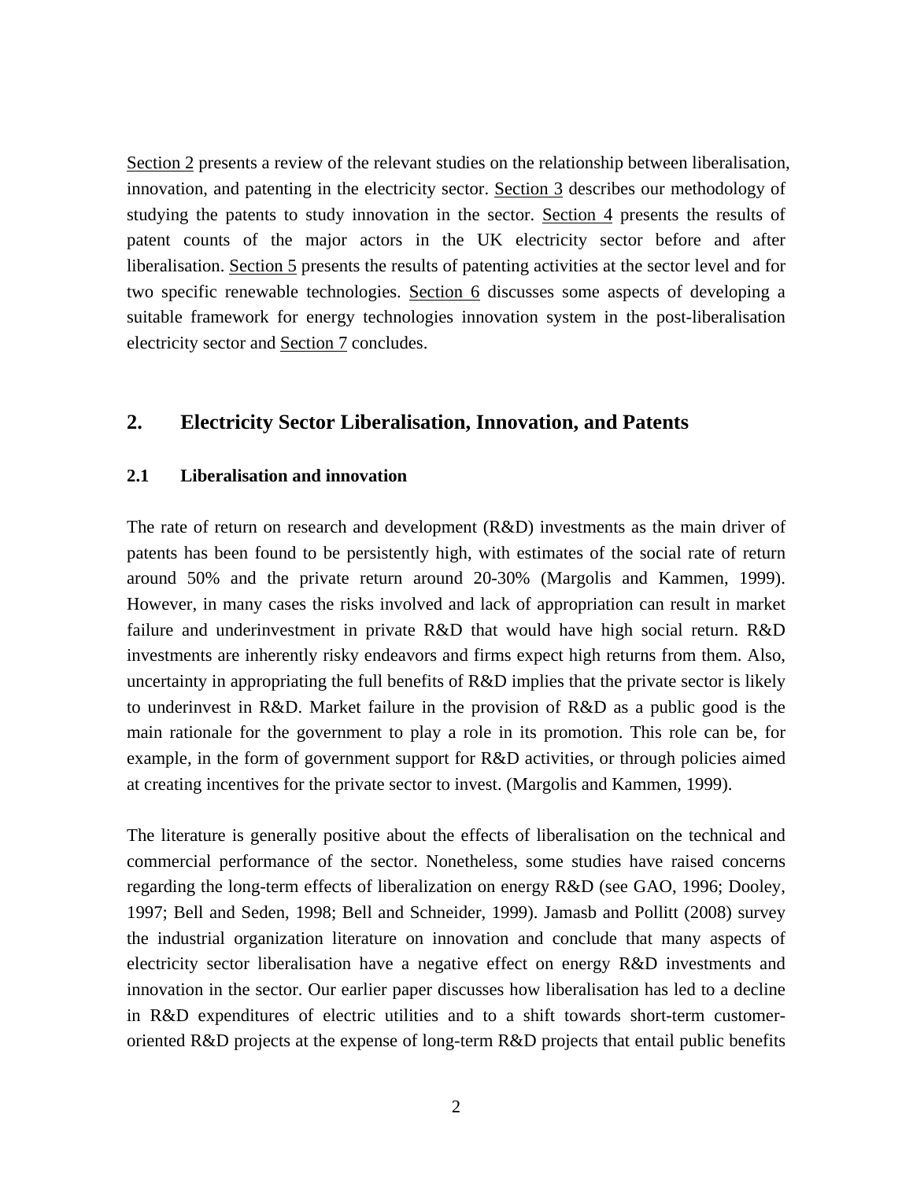Section 2 presents a review of the relevant studies on the relationship between liberalisation, innovation, and patenting in the electricity sector. Section 3 describes our methodology of studying the patents to study innovation in the sector. Section 4 presents the results of patent counts of the major actors in the UK electricity sector before and after liberalisation. Section 5 presents the results of patenting activities at the sector level and for two specific renewable technologies. Section 6 discusses some aspects of developing a suitable framework for energy technologies innovation system in the post-liberalisation electricity sector and Section 7 concludes.

## 2. Electricity Sector Liberalisation, Innovation, and Patents

### 2.1 Liberalisation and innovation

The rate of return on research and development (R&D) investments as the main driver of patents has been found to be persistently high, with estimates of the social rate of return around 50% and the private return around 20-30% (Margolis and Kammen, 1999). However, in many cases the risks involved and lack of appropriation can result in market failure and underinvestment in private R&D that would have high social return. R&D investments are inherently risky endeavors and firms expect high returns from them. Also, uncertainty in appropriating the full benefits of R&D implies that the private sector is likely to underinvest in R&D. Market failure in the provision of R&D as a public good is the main rationale for the government to play a role in its promotion. This role can be, for example, in the form of government support for R&D activities, or through policies aimed at creating incentives for the private sector to invest. (Margolis and Kammen, 1999).

The literature is generally positive about the effects of liberalisation on the technical and commercial performance of the sector. Nonetheless, some studies have raised concerns regarding the long-term effects of liberalization on energy R&D (see GAO, 1996; Dooley, 1997; Bell and Seden, 1998; Bell and Schneider, 1999). Jamasb and Pollitt (2008) survey the industrial organization literature on innovation and conclude that many aspects of electricity sector liberalisation have a negative effect on energy R&D investments and innovation in the sector. Our earlier paper discusses how liberalisation has led to a decline in R&D expenditures of electric utilities and to a shift towards short-term customer-oriented R&D projects at the expense of long-term R&D projects that entail public benefits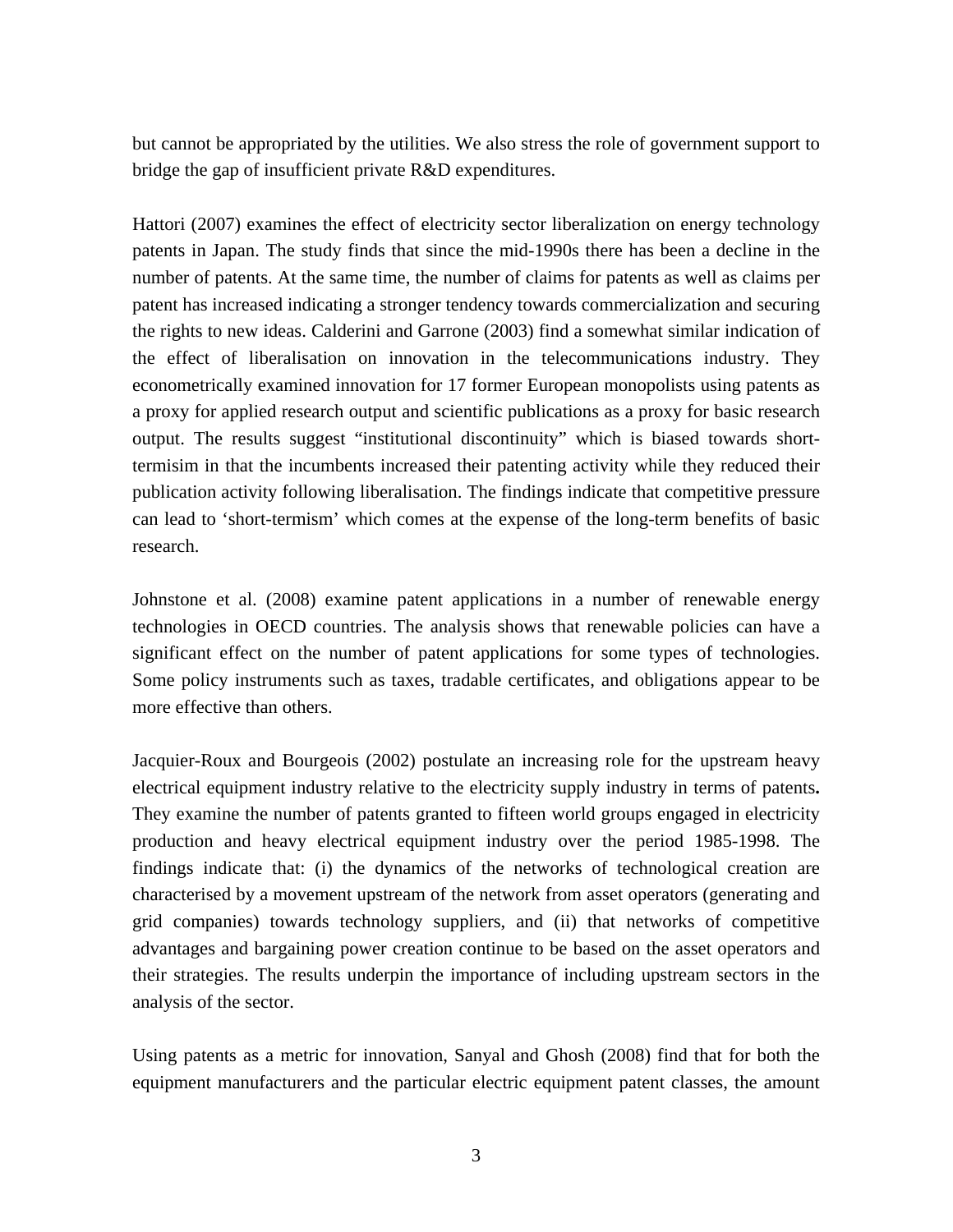but cannot be appropriated by the utilities. We also stress the role of government support to bridge the gap of insufficient private R&D expenditures.

Hattori (2007) examines the effect of electricity sector liberalization on energy technology patents in Japan. The study finds that since the mid-1990s there has been a decline in the number of patents. At the same time, the number of claims for patents as well as claims per patent has increased indicating a stronger tendency towards commercialization and securing the rights to new ideas. Calderini and Garrone (2003) find a somewhat similar indication of the effect of liberalisation on innovation in the telecommunications industry. They econometrically examined innovation for 17 former European monopolists using patents as a proxy for applied research output and scientific publications as a proxy for basic research output. The results suggest "institutional discontinuity" which is biased towards short-termisim in that the incumbents increased their patenting activity while they reduced their publication activity following liberalisation. The findings indicate that competitive pressure can lead to 'short-termism' which comes at the expense of the long-term benefits of basic research.

Johnstone et al. (2008) examine patent applications in a number of renewable energy technologies in OECD countries. The analysis shows that renewable policies can have a significant effect on the number of patent applications for some types of technologies. Some policy instruments such as taxes, tradable certificates, and obligations appear to be more effective than others.

Jacquier-Roux and Bourgeois (2002) postulate an increasing role for the upstream heavy electrical equipment industry relative to the electricity supply industry in terms of patents**.** They examine the number of patents granted to fifteen world groups engaged in electricity production and heavy electrical equipment industry over the period 1985-1998. The findings indicate that: (i) the dynamics of the networks of technological creation are characterised by a movement upstream of the network from asset operators (generating and grid companies) towards technology suppliers, and (ii) that networks of competitive advantages and bargaining power creation continue to be based on the asset operators and their strategies. The results underpin the importance of including upstream sectors in the analysis of the sector.

Using patents as a metric for innovation, Sanyal and Ghosh (2008) find that for both the equipment manufacturers and the particular electric equipment patent classes, the amount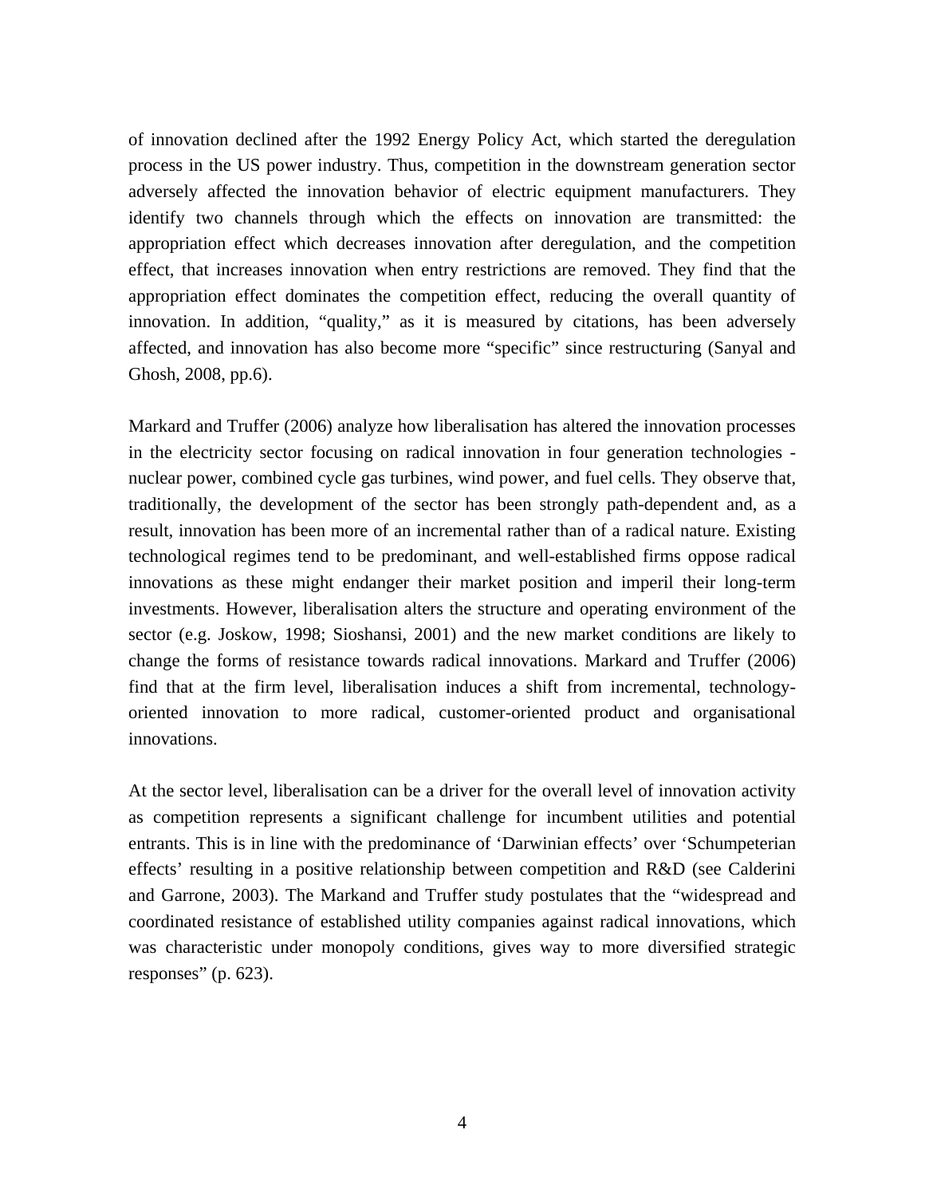of innovation declined after the 1992 Energy Policy Act, which started the deregulation process in the US power industry. Thus, competition in the downstream generation sector adversely affected the innovation behavior of electric equipment manufacturers. They identify two channels through which the effects on innovation are transmitted: the appropriation effect which decreases innovation after deregulation, and the competition effect, that increases innovation when entry restrictions are removed. They find that the appropriation effect dominates the competition effect, reducing the overall quantity of innovation. In addition, "quality," as it is measured by citations, has been adversely affected, and innovation has also become more "specific" since restructuring (Sanyal and Ghosh, 2008, pp.6).

Markard and Truffer (2006) analyze how liberalisation has altered the innovation processes in the electricity sector focusing on radical innovation in four generation technologies - nuclear power, combined cycle gas turbines, wind power, and fuel cells. They observe that, traditionally, the development of the sector has been strongly path-dependent and, as a result, innovation has been more of an incremental rather than of a radical nature. Existing technological regimes tend to be predominant, and well-established firms oppose radical innovations as these might endanger their market position and imperil their long-term investments. However, liberalisation alters the structure and operating environment of the sector (e.g. Joskow, 1998; Sioshansi, 2001) and the new market conditions are likely to change the forms of resistance towards radical innovations. Markard and Truffer (2006) find that at the firm level, liberalisation induces a shift from incremental, technology-oriented innovation to more radical, customer-oriented product and organisational innovations.

At the sector level, liberalisation can be a driver for the overall level of innovation activity as competition represents a significant challenge for incumbent utilities and potential entrants. This is in line with the predominance of 'Darwinian effects' over 'Schumpeterian effects' resulting in a positive relationship between competition and R&D (see Calderini and Garrone, 2003). The Markand and Truffer study postulates that the "widespread and coordinated resistance of established utility companies against radical innovations, which was characteristic under monopoly conditions, gives way to more diversified strategic responses" (p. 623).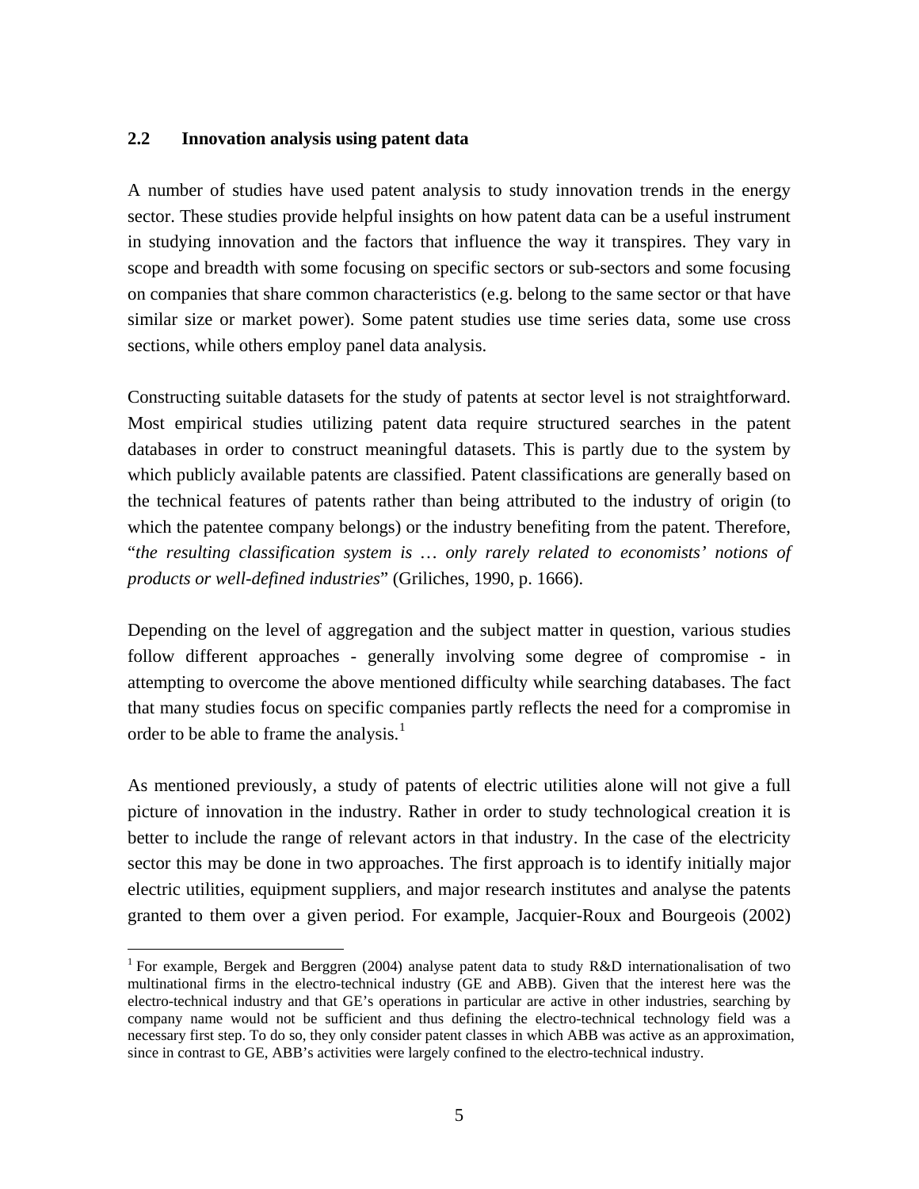### 2.2 Innovation analysis using patent data

A number of studies have used patent analysis to study innovation trends in the energy sector. These studies provide helpful insights on how patent data can be a useful instrument in studying innovation and the factors that influence the way it transpires. They vary in scope and breadth with some focusing on specific sectors or sub-sectors and some focusing on companies that share common characteristics (e.g. belong to the same sector or that have similar size or market power). Some patent studies use time series data, some use cross sections, while others employ panel data analysis.

Constructing suitable datasets for the study of patents at sector level is not straightforward. Most empirical studies utilizing patent data require structured searches in the patent databases in order to construct meaningful datasets. This is partly due to the system by which publicly available patents are classified. Patent classifications are generally based on the technical features of patents rather than being attributed to the industry of origin (to which the patentee company belongs) or the industry benefiting from the patent. Therefore, "*the resulting classification system is … only rarely related to economists' notions of products or well-defined industries*" (Griliches, 1990, p. 1666).

Depending on the level of aggregation and the subject matter in question, various studies follow different approaches - generally involving some degree of compromise - in attempting to overcome the above mentioned difficulty while searching databases. The fact that many studies focus on specific companies partly reflects the need for a compromise in order to be able to frame the analysis.[1]

As mentioned previously, a study of patents of electric utilities alone will not give a full picture of innovation in the industry. Rather in order to study technological creation it is better to include the range of relevant actors in that industry. In the case of the electricity sector this may be done in two approaches. The first approach is to identify initially major electric utilities, equipment suppliers, and major research institutes and analyse the patents granted to them over a given period. For example, Jacquier-Roux and Bourgeois (2002)

[1] For example, Bergek and Berggren (2004) analyse patent data to study R&D internationalisation of two multinational firms in the electro-technical industry (GE and ABB). Given that the interest here was the electro-technical industry and that GE's operations in particular are active in other industries, searching by company name would not be sufficient and thus defining the electro-technical technology field was a necessary first step. To do so, they only consider patent classes in which ABB was active as an approximation, since in contrast to GE, ABB's activities were largely confined to the electro-technical industry.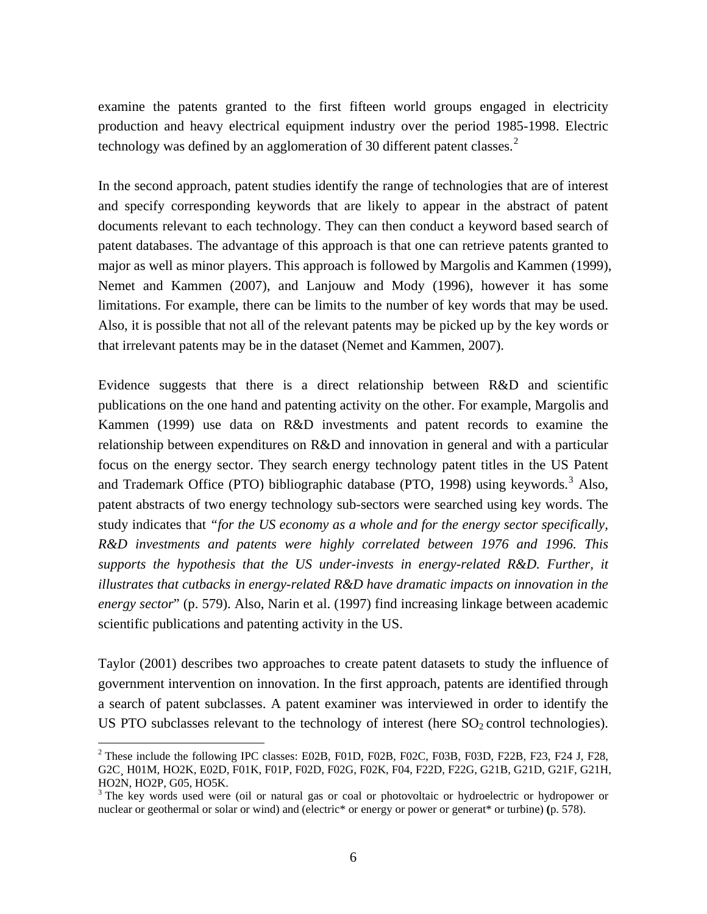examine the patents granted to the first fifteen world groups engaged in electricity production and heavy electrical equipment industry over the period 1985-1998. Electric technology was defined by an agglomeration of 30 different patent classes.[2]

In the second approach, patent studies identify the range of technologies that are of interest and specify corresponding keywords that are likely to appear in the abstract of patent documents relevant to each technology. They can then conduct a keyword based search of patent databases. The advantage of this approach is that one can retrieve patents granted to major as well as minor players. This approach is followed by Margolis and Kammen (1999), Nemet and Kammen (2007), and Lanjouw and Mody (1996), however it has some limitations. For example, there can be limits to the number of key words that may be used. Also, it is possible that not all of the relevant patents may be picked up by the key words or that irrelevant patents may be in the dataset (Nemet and Kammen, 2007).

Evidence suggests that there is a direct relationship between R&D and scientific publications on the one hand and patenting activity on the other. For example, Margolis and Kammen (1999) use data on R&D investments and patent records to examine the relationship between expenditures on R&D and innovation in general and with a particular focus on the energy sector. They search energy technology patent titles in the US Patent and Trademark Office (PTO) bibliographic database (PTO, 1998) using keywords.[3] Also, patent abstracts of two energy technology sub-sectors were searched using key words. The study indicates that *"for the US economy as a whole and for the energy sector specifically, R&D investments and patents were highly correlated between 1976 and 1996. This supports the hypothesis that the US under-invests in energy-related R&D. Further, it illustrates that cutbacks in energy-related R&D have dramatic impacts on innovation in the energy sector*" (p. 579). Also, Narin et al. (1997) find increasing linkage between academic scientific publications and patenting activity in the US.

Taylor (2001) describes two approaches to create patent datasets to study the influence of government intervention on innovation. In the first approach, patents are identified through a search of patent subclasses. A patent examiner was interviewed in order to identify the US PTO subclasses relevant to the technology of interest (here $SO_2$ control technologies).

---

[2] These include the following IPC classes: E02B, F01D, F02B, F02C, F03B, F03D, F22B, F23, F24 J, F28, G2C¸ H01M, HO2K, E02D, F01K, F01P, F02D, F02G, F02K, F04, F22D, F22G, G21B, G21D, G21F, G21H, HO2N, HO2P, G05, HO5K.

[3] The key words used were (oil or natural gas or coal or photovoltaic or hydroelectric or hydropower or nuclear or geothermal or solar or wind) and (electric* or energy or power or generat* or turbine) **(**p. 578).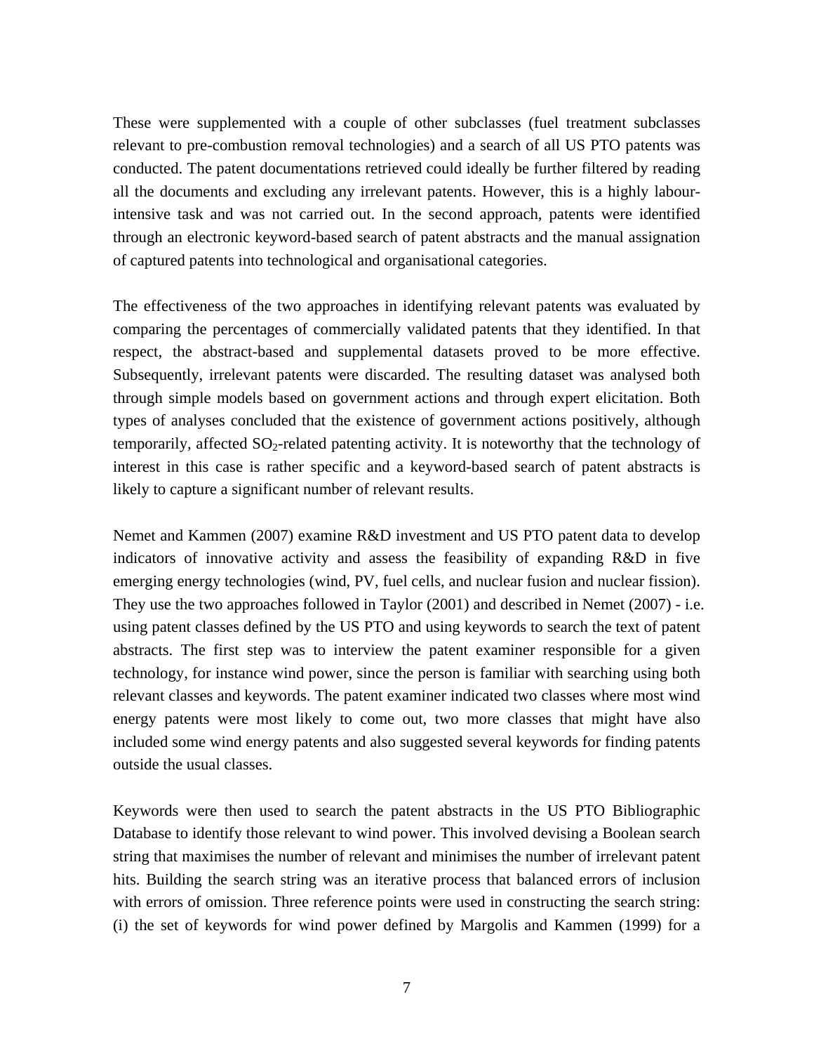These were supplemented with a couple of other subclasses (fuel treatment subclasses relevant to pre-combustion removal technologies) and a search of all US PTO patents was conducted. The patent documentations retrieved could ideally be further filtered by reading all the documents and excluding any irrelevant patents. However, this is a highly labour-intensive task and was not carried out. In the second approach, patents were identified through an electronic keyword-based search of patent abstracts and the manual assignation of captured patents into technological and organisational categories.

The effectiveness of the two approaches in identifying relevant patents was evaluated by comparing the percentages of commercially validated patents that they identified. In that respect, the abstract-based and supplemental datasets proved to be more effective. Subsequently, irrelevant patents were discarded. The resulting dataset was analysed both through simple models based on government actions and through expert elicitation. Both types of analyses concluded that the existence of government actions positively, although temporarily, affected $SO_2$-related patenting activity. It is noteworthy that the technology of interest in this case is rather specific and a keyword-based search of patent abstracts is likely to capture a significant number of relevant results.

Nemet and Kammen (2007) examine R&D investment and US PTO patent data to develop indicators of innovative activity and assess the feasibility of expanding R&D in five emerging energy technologies (wind, PV, fuel cells, and nuclear fusion and nuclear fission). They use the two approaches followed in Taylor (2001) and described in Nemet (2007) - i.e. using patent classes defined by the US PTO and using keywords to search the text of patent abstracts. The first step was to interview the patent examiner responsible for a given technology, for instance wind power, since the person is familiar with searching using both relevant classes and keywords. The patent examiner indicated two classes where most wind energy patents were most likely to come out, two more classes that might have also included some wind energy patents and also suggested several keywords for finding patents outside the usual classes.

Keywords were then used to search the patent abstracts in the US PTO Bibliographic Database to identify those relevant to wind power. This involved devising a Boolean search string that maximises the number of relevant and minimises the number of irrelevant patent hits. Building the search string was an iterative process that balanced errors of inclusion with errors of omission. Three reference points were used in constructing the search string: (i) the set of keywords for wind power defined by Margolis and Kammen (1999) for a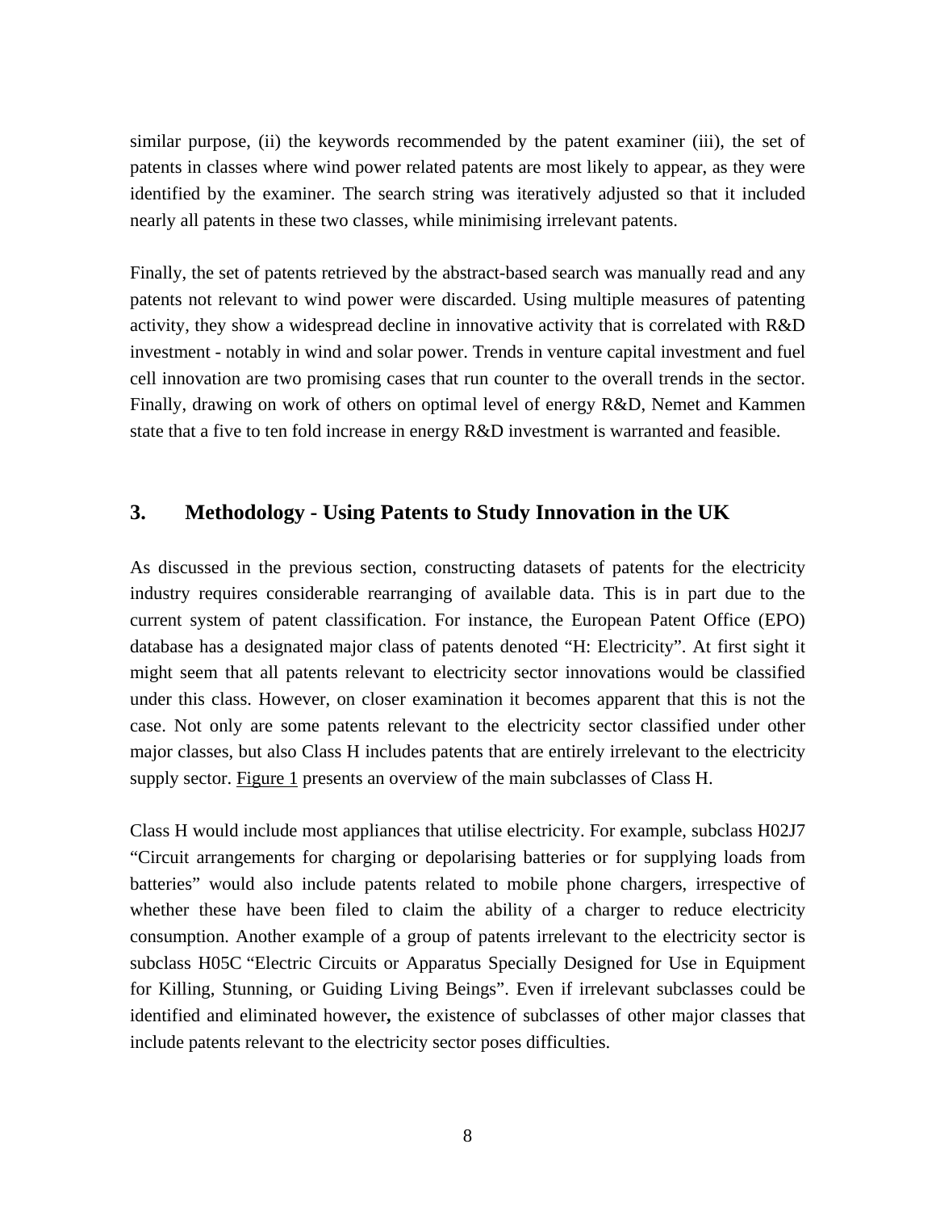similar purpose, (ii) the keywords recommended by the patent examiner (iii), the set of patents in classes where wind power related patents are most likely to appear, as they were identified by the examiner. The search string was iteratively adjusted so that it included nearly all patents in these two classes, while minimising irrelevant patents.

Finally, the set of patents retrieved by the abstract-based search was manually read and any patents not relevant to wind power were discarded. Using multiple measures of patenting activity, they show a widespread decline in innovative activity that is correlated with R&D investment - notably in wind and solar power. Trends in venture capital investment and fuel cell innovation are two promising cases that run counter to the overall trends in the sector. Finally, drawing on work of others on optimal level of energy R&D, Nemet and Kammen state that a five to ten fold increase in energy R&D investment is warranted and feasible.

## 3. Methodology - Using Patents to Study Innovation in the UK

As discussed in the previous section, constructing datasets of patents for the electricity industry requires considerable rearranging of available data. This is in part due to the current system of patent classification. For instance, the European Patent Office (EPO) database has a designated major class of patents denoted "H: Electricity". At first sight it might seem that all patents relevant to electricity sector innovations would be classified under this class. However, on closer examination it becomes apparent that this is not the case. Not only are some patents relevant to the electricity sector classified under other major classes, but also Class H includes patents that are entirely irrelevant to the electricity supply sector. Figure 1 presents an overview of the main subclasses of Class H.

Class H would include most appliances that utilise electricity. For example, subclass H02J7 "Circuit arrangements for charging or depolarising batteries or for supplying loads from batteries" would also include patents related to mobile phone chargers, irrespective of whether these have been filed to claim the ability of a charger to reduce electricity consumption. Another example of a group of patents irrelevant to the electricity sector is subclass H05C "Electric Circuits or Apparatus Specially Designed for Use in Equipment for Killing, Stunning, or Guiding Living Beings". Even if irrelevant subclasses could be identified and eliminated however**,** the existence of subclasses of other major classes that include patents relevant to the electricity sector poses difficulties.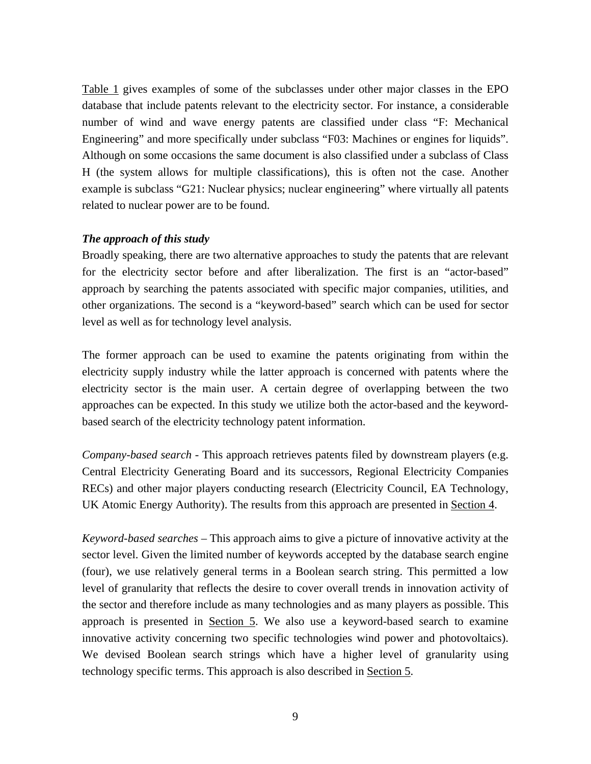Table 1 gives examples of some of the subclasses under other major classes in the EPO database that include patents relevant to the electricity sector. For instance, a considerable number of wind and wave energy patents are classified under class “F: Mechanical Engineering” and more specifically under subclass “F03: Machines or engines for liquids”. Although on some occasions the same document is also classified under a subclass of Class H (the system allows for multiple classifications), this is often not the case. Another example is subclass “G21: Nuclear physics; nuclear engineering” where virtually all patents related to nuclear power are to be found.

***The approach of this study***

Broadly speaking, there are two alternative approaches to study the patents that are relevant for the electricity sector before and after liberalization. The first is an “actor-based” approach by searching the patents associated with specific major companies, utilities, and other organizations. The second is a “keyword-based” search which can be used for sector level as well as for technology level analysis.

The former approach can be used to examine the patents originating from within the electricity supply industry while the latter approach is concerned with patents where the electricity sector is the main user. A certain degree of overlapping between the two approaches can be expected. In this study we utilize both the actor-based and the keyword-based search of the electricity technology patent information.

*Company-based search* - This approach retrieves patents filed by downstream players (e.g. Central Electricity Generating Board and its successors, Regional Electricity Companies RECs) and other major players conducting research (Electricity Council, EA Technology, UK Atomic Energy Authority). The results from this approach are presented in Section 4.

*Keyword-based searches* – This approach aims to give a picture of innovative activity at the sector level. Given the limited number of keywords accepted by the database search engine (four), we use relatively general terms in a Boolean search string. This permitted a low level of granularity that reflects the desire to cover overall trends in innovation activity of the sector and therefore include as many technologies and as many players as possible. This approach is presented in Section 5. We also use a keyword-based search to examine innovative activity concerning two specific technologies wind power and photovoltaics). We devised Boolean search strings which have a higher level of granularity using technology specific terms. This approach is also described in Section 5.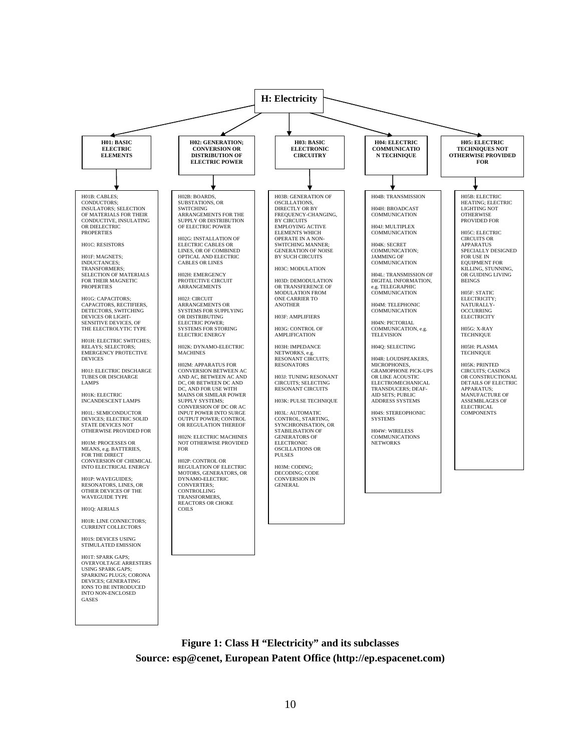# H: Electricity

## H01: BASIC ELECTRIC ELEMENTS

- H01B: CABLES; CONDUCTORS; INSULATORS; SELECTION OF MATERIALS FOR THEIR CONDUCTIVE, INSULATING OR DIELECTRIC PROPERTIES
- H01C: RESISTORS
- H01F: MAGNETS; INDUCTANCES; TRANSFORMERS; SELECTION OF MATERIALS FOR THEIR MAGNETIC PROPERTIES
- H01G: CAPACITORS; CAPACITORS, RECTIFIERS, DETECTORS, SWITCHING DEVICES OR LIGHT-SENSITIVE DEVICES, OF THE ELECTROLYTIC TYPE
- H01H: ELECTRIC SWITCHES; RELAYS; SELECTORS; EMERGENCY PROTECTIVE DEVICES
- H01J: ELECTRIC DISCHARGE TUBES OR DISCHARGE LAMPS
- H01K: ELECTRIC INCANDESCENT LAMPS
- H01L: SEMICONDUCTOR DEVICES; ELECTRIC SOLID STATE DEVICES NOT OTHERWISE PROVIDED FOR
- H01M: PROCESSES OR MEANS, e.g. BATTERIES, FOR THE DIRECT CONVERSION OF CHEMICAL INTO ELECTRICAL ENERGY
- H01P: WAVEGUIDES; RESONATORS, LINES, OR OTHER DEVICES OF THE WAVEGUIDE TYPE
- H01Q: AERIALS
- H01R: LINE CONNECTORS; CURRENT COLLECTORS
- H01S: DEVICES USING STIMULATED EMISSION
- H01T: SPARK GAPS; OVERVOLTAGE ARRESTERS USING SPARK GAPS; SPARKING PLUGS; CORONA DEVICES; GENERATING IONS TO BE INTRODUCED INTO NON-ENCLOSED GASES

## H02: GENERATION; CONVERSION OR DISTRIBUTION OF ELECTRIC POWER

- H02B: BOARDS, SUBSTATIONS, OR SWITCHING ARRANGEMENTS FOR THE SUPPLY OR DISTRIBUTION OF ELECTRIC POWER
- H02G: INSTALLATION OF ELECTRIC CABLES OR LINES, OR OF COMBINED OPTICAL AND ELECTRIC CABLES OR LINES
- H02H: EMERGENCY PROTECTIVE CIRCUIT ARRANGEMENTS
- H02J: CIRCUIT ARRANGEMENTS OR SYSTEMS FOR SUPPLYING OR DISTRIBUTING ELECTRIC POWER; SYSTEMS FOR STORING ELECTRIC ENERGY
- H02K: DYNAMO-ELECTRIC MACHINES
- H02M: APPARATUS FOR CONVERSION BETWEEN AC AND AC, BETWEEN AC AND DC, OR BETWEEN DC AND DC, AND FOR USE WITH MAINS OR SIMILAR POWER SUPPLY SYSTEMS; CONVERSION OF DC OR AC INPUT POWER INTO SURGE OUTPUT POWER; CONTROL OR REGULATION THEREOF
- H02N: ELECTRIC MACHINES NOT OTHERWISE PROVIDED FOR
- H02P: CONTROL OR REGULATION OF ELECTRIC MOTORS, GENERATORS, OR DYNAMO-ELECTRIC CONVERTERS; CONTROLLING TRANSFORMERS, REACTORS OR CHOKE COILS

## H03: BASIC ELECTRONIC CIRCUITRY

- H03B: GENERATION OF OSCILLATIONS, DIRECTLY OR BY FREQUENCY-CHANGING, BY CIRCUITS EMPLOYING ACTIVE ELEMENTS WHICH OPERATE IN A NON-SWITCHING MANNER; GENERATION OF NOISE BY SUCH CIRCUITS
- H03C: MODULATION
- H03D: DEMODULATION OR TRANSFERENCE OF MODULATION FROM ONE CARRIER TO ANOTHER
- H03F: AMPLIFIERS
- H03G: CONTROL OF AMPLIFICATION
- H03H: IMPEDANCE NETWORKS, e.g. RESONANT CIRCUITS; RESONATORS
- H03J: TUNING RESONANT CIRCUITS; SELECTING RESONANT CIRCUITS
- H03K: PULSE TECHNIQUE
- H03L: AUTOMATIC CONTROL, STARTING, SYNCHRONISATION, OR STABILISATION OF GENERATORS OF ELECTRONIC OSCILLATIONS OR PULSES
- H03M: CODING; DECODING; CODE CONVERSION IN GENERAL

## H04: ELECTRIC COMMUNICATION TECHNIQUE

- H04B: TRANSMISSION
- H04H: BROADCAST COMMUNICATION
- H04J: MULTIPLEX COMMUNICATION
- H04K: SECRET COMMUNICATION; JAMMING OF COMMUNICATION
- H04L: TRANSMISSION OF DIGITAL INFORMATION, e.g. TELEGRAPHIC COMMUNICATION
- H04M: TELEPHONIC COMMUNICATION
- H04N: PICTORIAL COMMUNICATION, e.g. TELEVISION
- H04Q: SELECTING
- H04R: LOUDSPEAKERS, MICROPHONES, GRAMOPHONE PICK-UPS OR LIKE ACOUSTIC ELECTROMECHANICAL TRANSDUCERS; DEAF-AID SETS; PUBLIC ADDRESS SYSTEMS
- H04S: STEREOPHONIC SYSTEMS
- H04W: WIRELESS COMMUNICATIONS NETWORKS

## H05: ELECTRIC TECHNIQUES NOT OTHERWISE PROVIDED FOR

- H05B: ELECTRIC HEATING; ELECTRIC LIGHTING NOT OTHERWISE PROVIDED FOR
- H05C: ELECTRIC CIRCUITS OR APPARATUS SPECIALLY DESIGNED FOR USE IN EQUIPMENT FOR KILLING, STUNNING, OR GUIDING LIVING BEINGS
- H05F: STATIC ELECTRICITY; NATURALLY-OCCURRING ELECTRICITY
- H05G: X-RAY TECHNIQUE
- H05H: PLASMA TECHNIQUE
- H05K: PRINTED CIRCUITS; CASINGS OR CONSTRUCTIONAL DETAILS OF ELECTRIC APPARATUS; MANUFACTURE OF ASSEMBLAGES OF ELECTRICAL COMPONENTS

**Figure 1: Class H "Electricity" and its subclasses**
**Source: esp@cenet, European Patent Office (http://ep.espacenet.com)**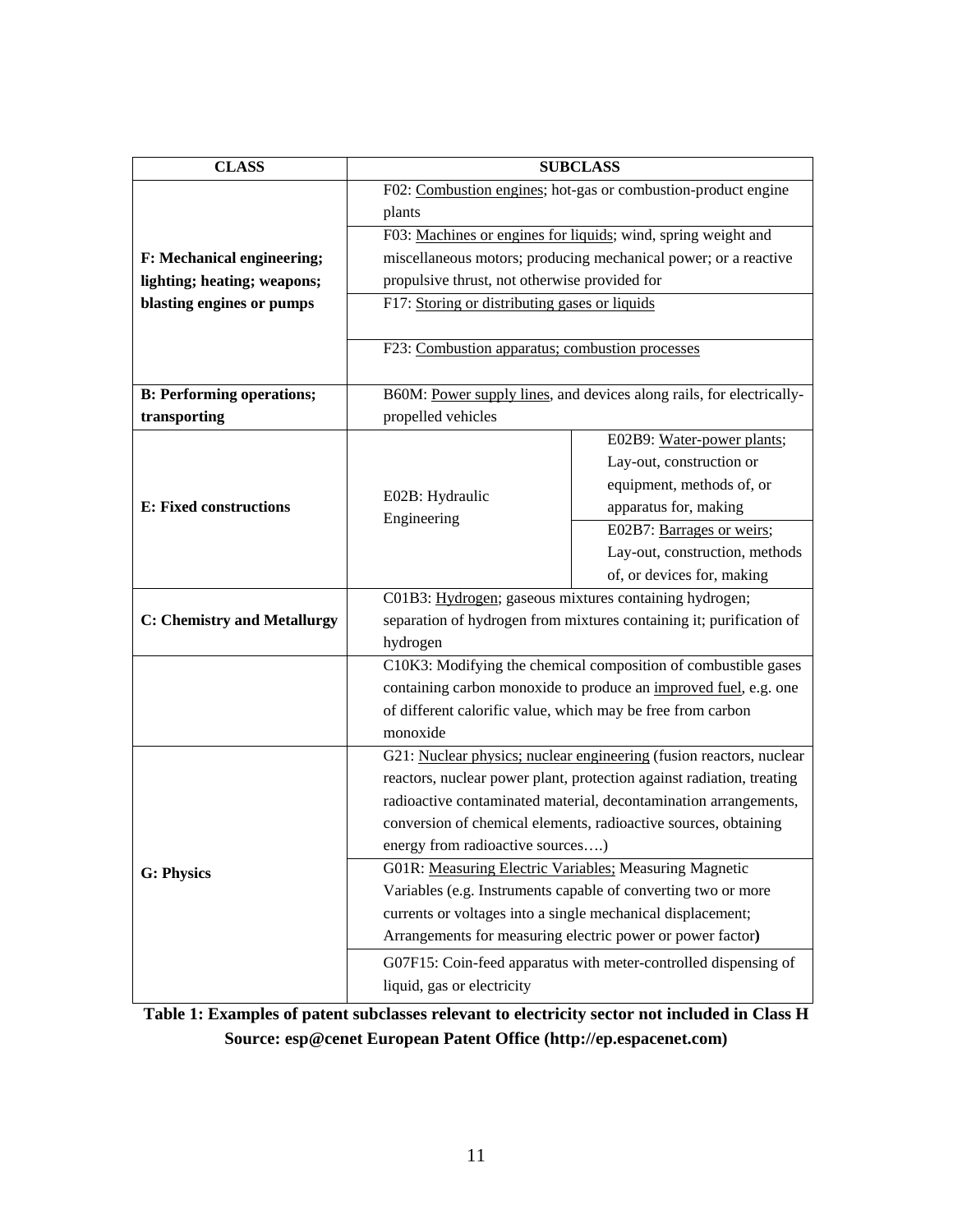| CLASS | SUBCLASS | |
|---|---|---|
| **F: Mechanical engineering; lighting; heating; weapons; blasting engines or pumps** | F02: Combustion engines; hot-gas or combustion-product engine plants | |
| | F03: Machines or engines for liquids; wind, spring weight and miscellaneous motors; producing mechanical power; or a reactive propulsive thrust, not otherwise provided for | |
| | F17: Storing or distributing gases or liquids | |
| | F23: Combustion apparatus; combustion processes | |
| **B: Performing operations; transporting** | B60M: Power supply lines, and devices along rails, for electrically-propelled vehicles | |
| **E: Fixed constructions** | E02B: Hydraulic Engineering | E02B9: Water-power plants; Lay-out, construction or equipment, methods of, or apparatus for, making |
| | | E02B7: Barrages or weirs; Lay-out, construction, methods of, or devices for, making |
| **C: Chemistry and Metallurgy** | C01B3: Hydrogen; gaseous mixtures containing hydrogen; separation of hydrogen from mixtures containing it; purification of hydrogen | |
| | C10K3: Modifying the chemical composition of combustible gases containing carbon monoxide to produce an improved fuel, e.g. one of different calorific value, which may be free from carbon monoxide | |
| **G: Physics** | G21: Nuclear physics; nuclear engineering (fusion reactors, nuclear reactors, nuclear power plant, protection against radiation, treating radioactive contaminated material, decontamination arrangements, conversion of chemical elements, radioactive sources, obtaining energy from radioactive sources….) | |
| | G01R: Measuring Electric Variables; Measuring Magnetic Variables (e.g. Instruments capable of converting two or more currents or voltages into a single mechanical displacement; Arrangements for measuring electric power or power factor) | |
| | G07F15: Coin-feed apparatus with meter-controlled dispensing of liquid, gas or electricity | |

**Table 1: Examples of patent subclasses relevant to electricity sector not included in Class H**
**Source: esp@cenet European Patent Office (http://ep.espacenet.com)**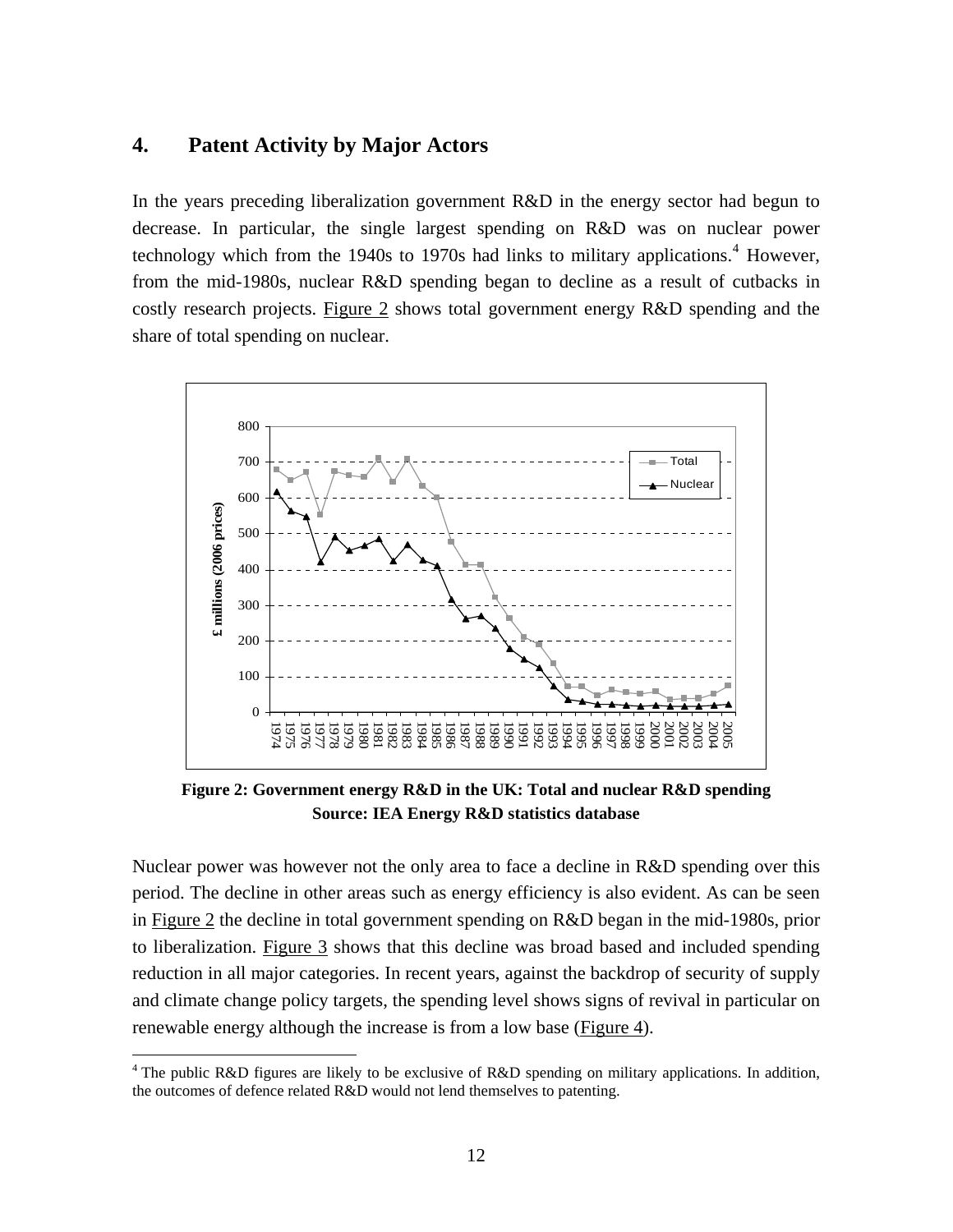## 4. Patent Activity by Major Actors

In the years preceding liberalization government R&D in the energy sector had begun to decrease. In particular, the single largest spending on R&D was on nuclear power technology which from the 1940s to 1970s had links to military applications.[4] However, from the mid-1980s, nuclear R&D spending began to decline as a result of cutbacks in costly research projects. Figure 2 shows total government energy R&D spending and the share of total spending on nuclear.

**Figure 2: Government energy R&D in the UK: Total and nuclear R&D spending**
**Source: IEA Energy R&D statistics database**

Nuclear power was however not the only area to face a decline in R&D spending over this period. The decline in other areas such as energy efficiency is also evident. As can be seen in Figure 2 the decline in total government spending on R&D began in the mid-1980s, prior to liberalization. Figure 3 shows that this decline was broad based and included spending reduction in all major categories. In recent years, against the backdrop of security of supply and climate change policy targets, the spending level shows signs of revival in particular on renewable energy although the increase is from a low base (Figure 4).

[4] The public R&D figures are likely to be exclusive of R&D spending on military applications. In addition, the outcomes of defence related R&D would not lend themselves to patenting.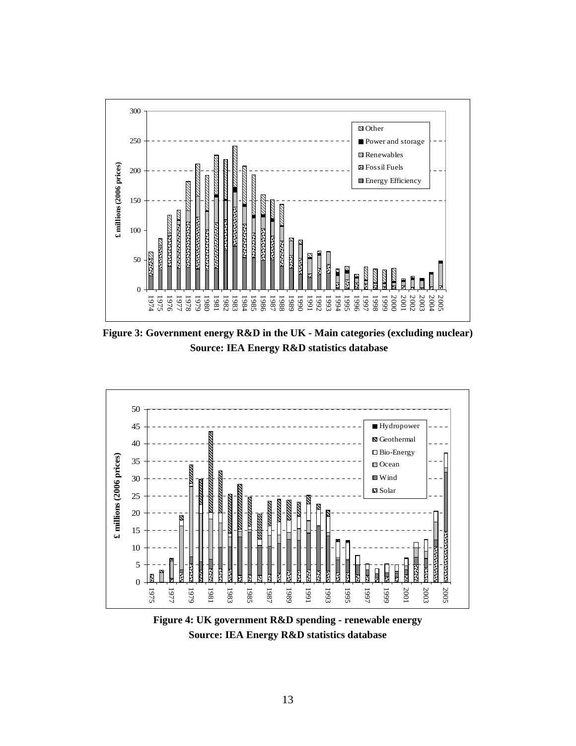**Figure 3: Government energy R&D in the UK - Main categories (excluding nuclear)**
**Source: IEA Energy R&D statistics database**

**Figure 4: UK government R&D spending - renewable energy**
**Source: IEA Energy R&D statistics database**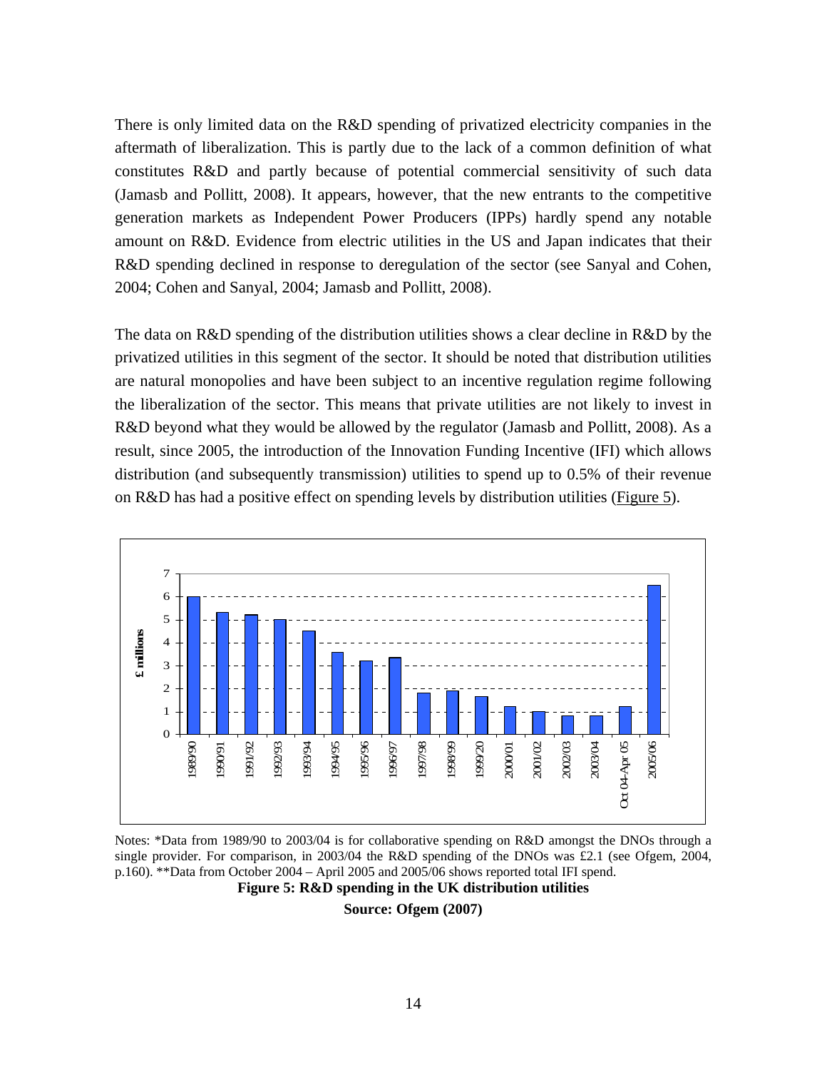There is only limited data on the R&D spending of privatized electricity companies in the aftermath of liberalization. This is partly due to the lack of a common definition of what constitutes R&D and partly because of potential commercial sensitivity of such data (Jamasb and Pollitt, 2008). It appears, however, that the new entrants to the competitive generation markets as Independent Power Producers (IPPs) hardly spend any notable amount on R&D. Evidence from electric utilities in the US and Japan indicates that their R&D spending declined in response to deregulation of the sector (see Sanyal and Cohen, 2004; Cohen and Sanyal, 2004; Jamasb and Pollitt, 2008).

The data on R&D spending of the distribution utilities shows a clear decline in R&D by the privatized utilities in this segment of the sector. It should be noted that distribution utilities are natural monopolies and have been subject to an incentive regulation regime following the liberalization of the sector. This means that private utilities are not likely to invest in R&D beyond what they would be allowed by the regulator (Jamasb and Pollitt, 2008). As a result, since 2005, the introduction of the Innovation Funding Incentive (IFI) which allows distribution (and subsequently transmission) utilities to spend up to 0.5% of their revenue on R&D has had a positive effect on spending levels by distribution utilities (Figure 5).

Notes: *Data from 1989/90 to 2003/04 is for collaborative spending on R&D amongst the DNOs through a single provider. For comparison, in 2003/04 the R&D spending of the DNOs was £2.1 (see Ofgem, 2004, p.160). **Data from October 2004 – April 2005 and 2005/06 shows reported total IFI spend.

**Figure 5: R&D spending in the UK distribution utilities**

**Source: Ofgem (2007)**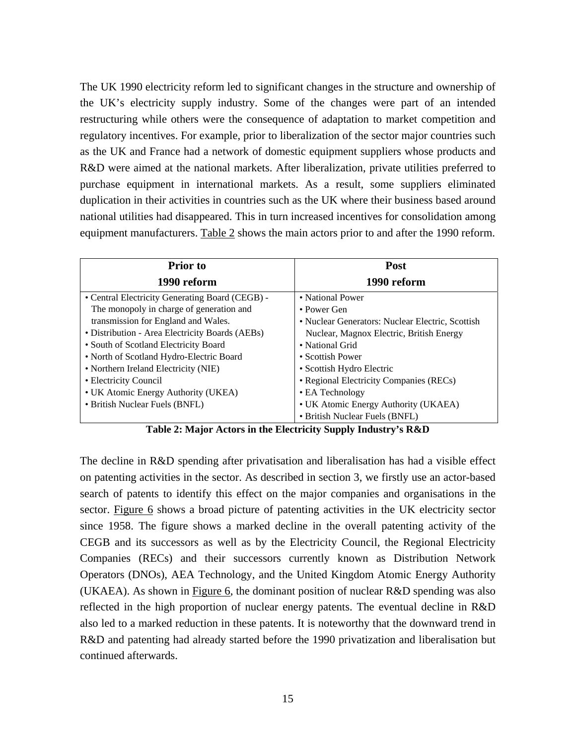The UK 1990 electricity reform led to significant changes in the structure and ownership of the UK's electricity supply industry. Some of the changes were part of an intended restructuring while others were the consequence of adaptation to market competition and regulatory incentives. For example, prior to liberalization of the sector major countries such as the UK and France had a network of domestic equipment suppliers whose products and R&D were aimed at the national markets. After liberalization, private utilities preferred to purchase equipment in international markets. As a result, some suppliers eliminated duplication in their activities in countries such as the UK where their business based around national utilities had disappeared. This in turn increased incentives for consolidation among equipment manufacturers. Table 2 shows the main actors prior to and after the 1990 reform.

| Prior to 1990 reform | Post 1990 reform |
|---|---|
| • Central Electricity Generating Board (CEGB) - The monopoly in charge of generation and transmission for England and Wales.<br>• Distribution - Area Electricity Boards (AEBs)<br>• South of Scotland Electricity Board<br>• North of Scotland Hydro-Electric Board<br>• Northern Ireland Electricity (NIE)<br>• Electricity Council<br>• UK Atomic Energy Authority (UKEA)<br>• British Nuclear Fuels (BNFL) | • National Power<br>• Power Gen<br>• Nuclear Generators: Nuclear Electric, Scottish Nuclear, Magnox Electric, British Energy<br>• National Grid<br>• Scottish Power<br>• Scottish Hydro Electric<br>• Regional Electricity Companies (RECs)<br>• EA Technology<br>• UK Atomic Energy Authority (UKAEA)<br>• British Nuclear Fuels (BNFL) |

**Table 2: Major Actors in the Electricity Supply Industry's R&D**

The decline in R&D spending after privatisation and liberalisation has had a visible effect on patenting activities in the sector. As described in section 3, we firstly use an actor-based search of patents to identify this effect on the major companies and organisations in the sector. Figure 6 shows a broad picture of patenting activities in the UK electricity sector since 1958. The figure shows a marked decline in the overall patenting activity of the CEGB and its successors as well as by the Electricity Council, the Regional Electricity Companies (RECs) and their successors currently known as Distribution Network Operators (DNOs), AEA Technology, and the United Kingdom Atomic Energy Authority (UKAEA). As shown in Figure 6, the dominant position of nuclear R&D spending was also reflected in the high proportion of nuclear energy patents. The eventual decline in R&D also led to a marked reduction in these patents. It is noteworthy that the downward trend in R&D and patenting had already started before the 1990 privatization and liberalisation but continued afterwards.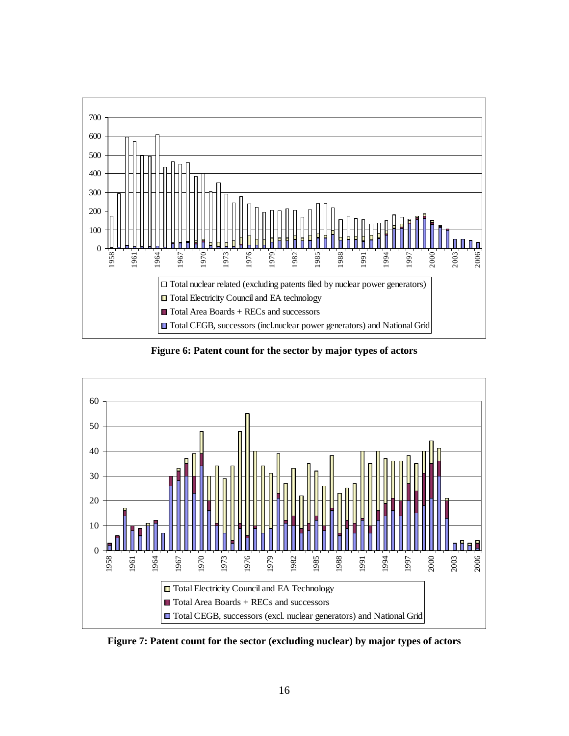**Figure 6: Patent count for the sector by major types of actors**

**Figure 7: Patent count for the sector (excluding nuclear) by major types of actors**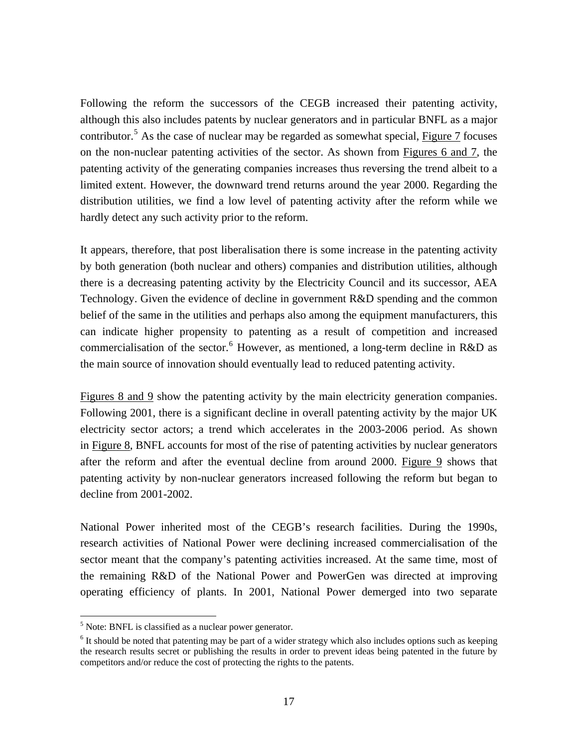Following the reform the successors of the CEGB increased their patenting activity, although this also includes patents by nuclear generators and in particular BNFL as a major contributor.[5] As the case of nuclear may be regarded as somewhat special, Figure 7 focuses on the non-nuclear patenting activities of the sector. As shown from Figures 6 and 7, the patenting activity of the generating companies increases thus reversing the trend albeit to a limited extent. However, the downward trend returns around the year 2000. Regarding the distribution utilities, we find a low level of patenting activity after the reform while we hardly detect any such activity prior to the reform.

It appears, therefore, that post liberalisation there is some increase in the patenting activity by both generation (both nuclear and others) companies and distribution utilities, although there is a decreasing patenting activity by the Electricity Council and its successor, AEA Technology. Given the evidence of decline in government R&D spending and the common belief of the same in the utilities and perhaps also among the equipment manufacturers, this can indicate higher propensity to patenting as a result of competition and increased commercialisation of the sector.[6] However, as mentioned, a long-term decline in R&D as the main source of innovation should eventually lead to reduced patenting activity.

Figures 8 and 9 show the patenting activity by the main electricity generation companies. Following 2001, there is a significant decline in overall patenting activity by the major UK electricity sector actors; a trend which accelerates in the 2003-2006 period. As shown in Figure 8, BNFL accounts for most of the rise of patenting activities by nuclear generators after the reform and after the eventual decline from around 2000. Figure 9 shows that patenting activity by non-nuclear generators increased following the reform but began to decline from 2001-2002.

National Power inherited most of the CEGB's research facilities. During the 1990s, research activities of National Power were declining increased commercialisation of the sector meant that the company's patenting activities increased. At the same time, most of the remaining R&D of the National Power and PowerGen was directed at improving operating efficiency of plants. In 2001, National Power demerged into two separate

[5] Note: BNFL is classified as a nuclear power generator.

[6] It should be noted that patenting may be part of a wider strategy which also includes options such as keeping the research results secret or publishing the results in order to prevent ideas being patented in the future by competitors and/or reduce the cost of protecting the rights to the patents.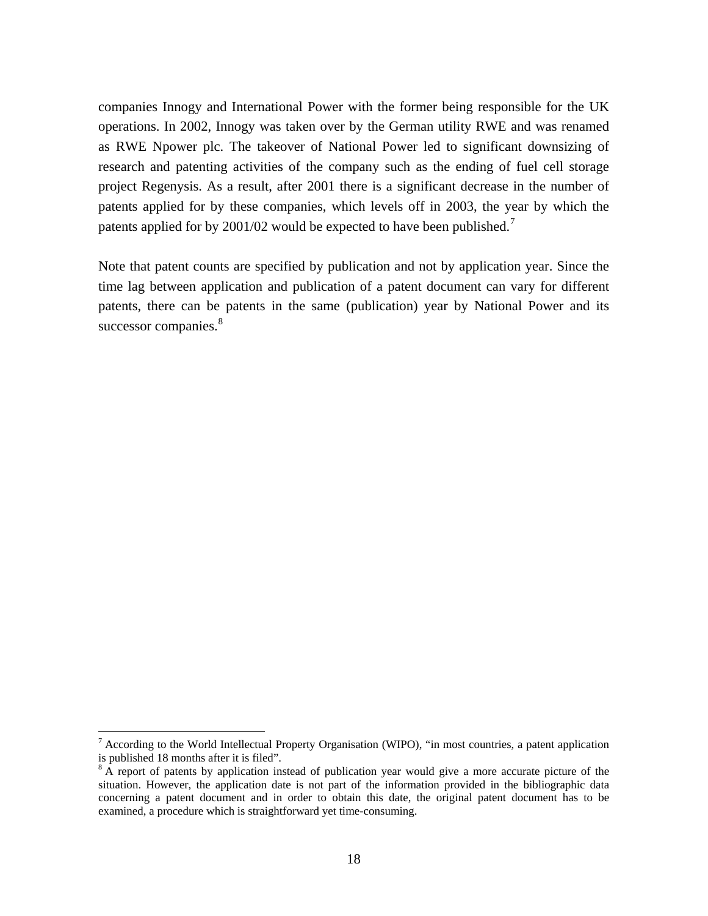companies Innogy and International Power with the former being responsible for the UK operations. In 2002, Innogy was taken over by the German utility RWE and was renamed as RWE Npower plc. The takeover of National Power led to significant downsizing of research and patenting activities of the company such as the ending of fuel cell storage project Regenysis. As a result, after 2001 there is a significant decrease in the number of patents applied for by these companies, which levels off in 2003, the year by which the patents applied for by 2001/02 would be expected to have been published.[7]

Note that patent counts are specified by publication and not by application year. Since the time lag between application and publication of a patent document can vary for different patents, there can be patents in the same (publication) year by National Power and its successor companies.[8]

[7] According to the World Intellectual Property Organisation (WIPO), "in most countries, a patent application is published 18 months after it is filed".

[8] A report of patents by application instead of publication year would give a more accurate picture of the situation. However, the application date is not part of the information provided in the bibliographic data concerning a patent document and in order to obtain this date, the original patent document has to be examined, a procedure which is straightforward yet time-consuming.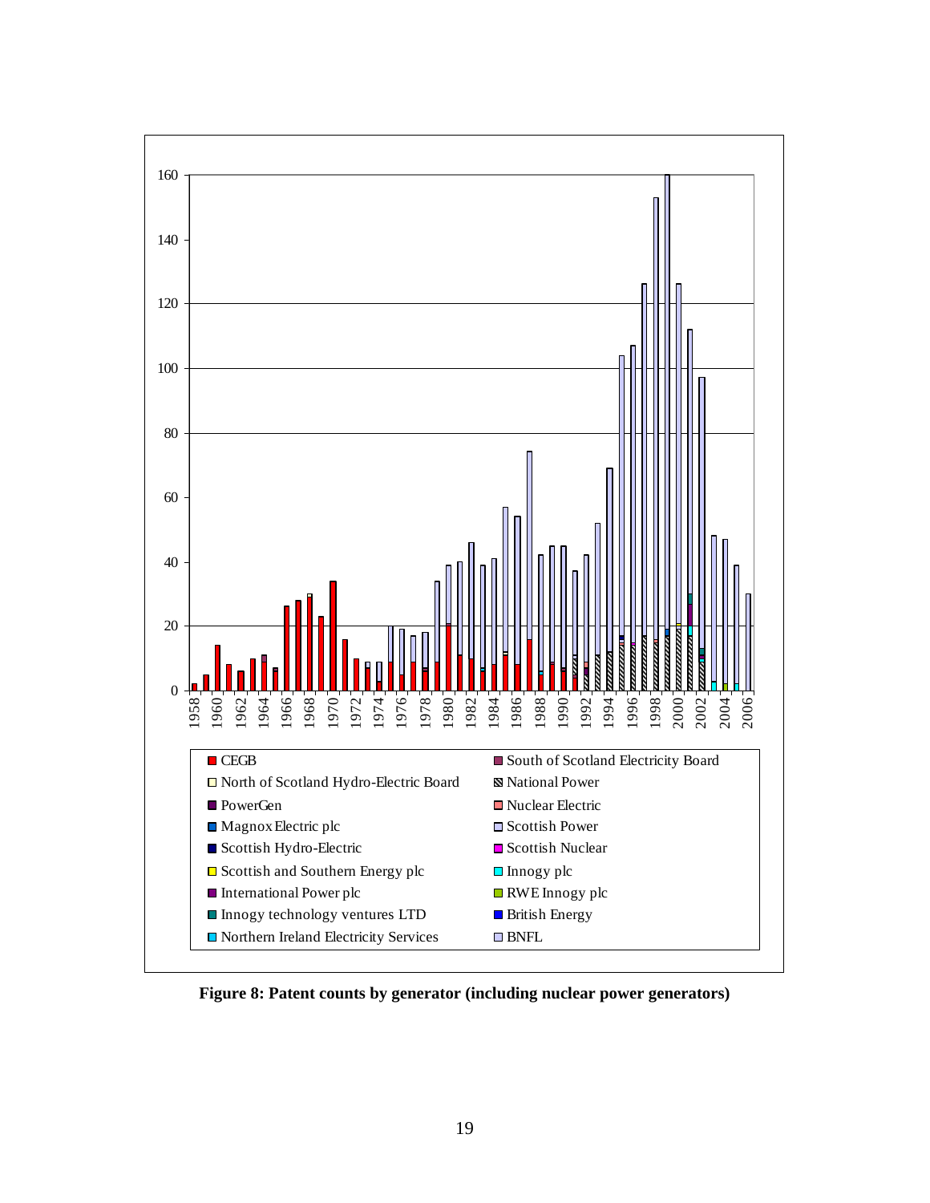**Figure 8: Patent counts by generator (including nuclear power generators)**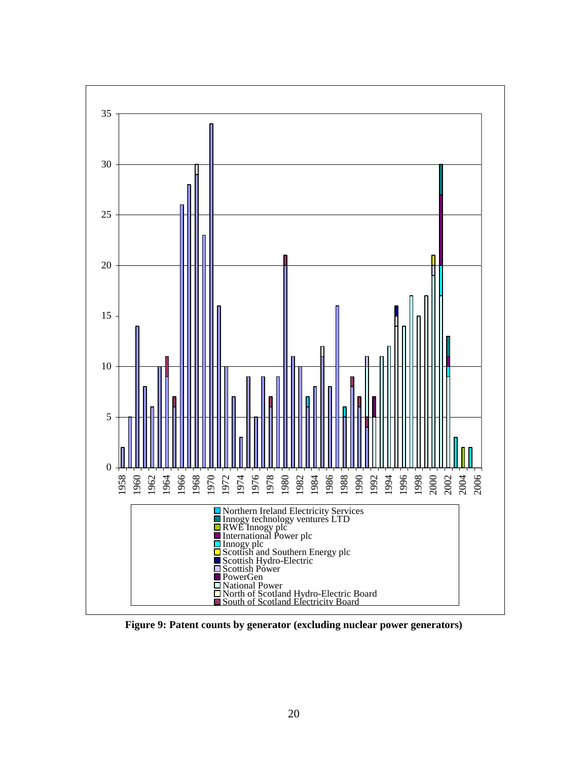**Figure 9: Patent counts by generator (excluding nuclear power generators)**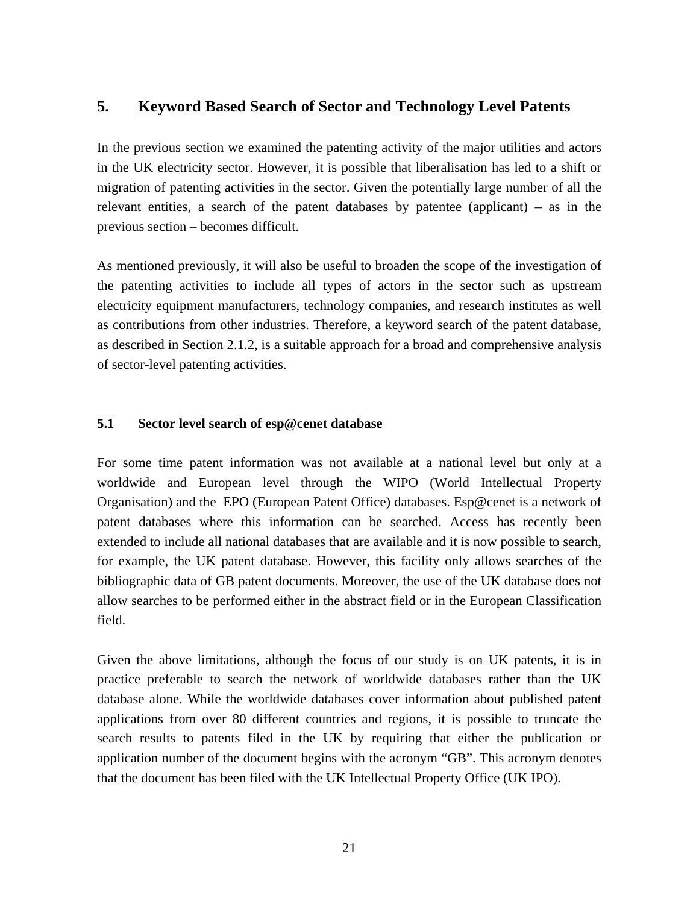# 5. Keyword Based Search of Sector and Technology Level Patents

In the previous section we examined the patenting activity of the major utilities and actors in the UK electricity sector. However, it is possible that liberalisation has led to a shift or migration of patenting activities in the sector. Given the potentially large number of all the relevant entities, a search of the patent databases by patentee (applicant) – as in the previous section – becomes difficult.

As mentioned previously, it will also be useful to broaden the scope of the investigation of the patenting activities to include all types of actors in the sector such as upstream electricity equipment manufacturers, technology companies, and research institutes as well as contributions from other industries. Therefore, a keyword search of the patent database, as described in Section 2.1.2, is a suitable approach for a broad and comprehensive analysis of sector-level patenting activities.

## 5.1 Sector level search of esp@cenet database

For some time patent information was not available at a national level but only at a worldwide and European level through the WIPO (World Intellectual Property Organisation) and the EPO (European Patent Office) databases. Esp@cenet is a network of patent databases where this information can be searched. Access has recently been extended to include all national databases that are available and it is now possible to search, for example, the UK patent database. However, this facility only allows searches of the bibliographic data of GB patent documents. Moreover, the use of the UK database does not allow searches to be performed either in the abstract field or in the European Classification field.

Given the above limitations, although the focus of our study is on UK patents, it is in practice preferable to search the network of worldwide databases rather than the UK database alone. While the worldwide databases cover information about published patent applications from over 80 different countries and regions, it is possible to truncate the search results to patents filed in the UK by requiring that either the publication or application number of the document begins with the acronym "GB". This acronym denotes that the document has been filed with the UK Intellectual Property Office (UK IPO).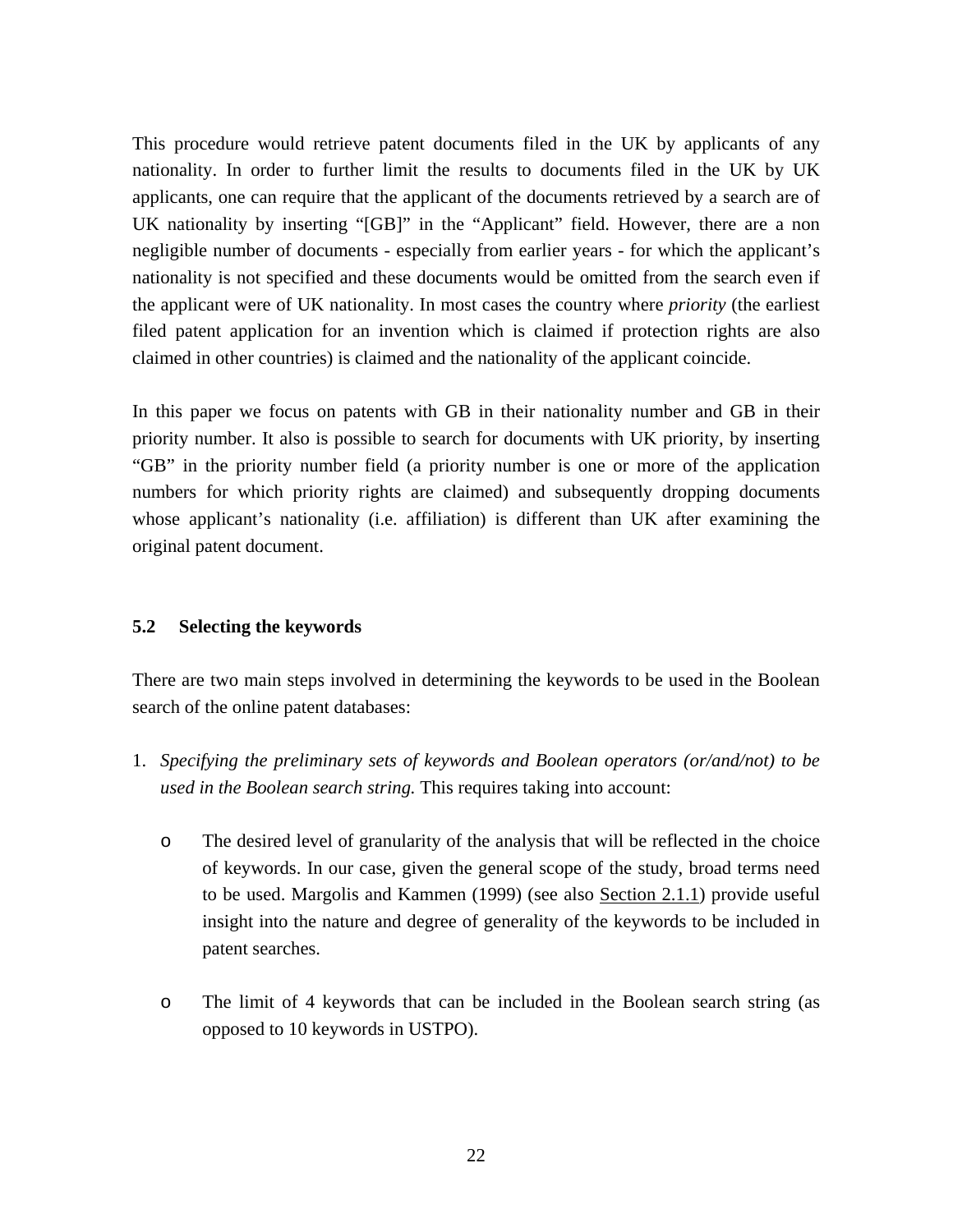This procedure would retrieve patent documents filed in the UK by applicants of any nationality. In order to further limit the results to documents filed in the UK by UK applicants, one can require that the applicant of the documents retrieved by a search are of UK nationality by inserting "[GB]" in the "Applicant" field. However, there are a non negligible number of documents - especially from earlier years - for which the applicant's nationality is not specified and these documents would be omitted from the search even if the applicant were of UK nationality. In most cases the country where *priority* (the earliest filed patent application for an invention which is claimed if protection rights are also claimed in other countries) is claimed and the nationality of the applicant coincide.

In this paper we focus on patents with GB in their nationality number and GB in their priority number. It also is possible to search for documents with UK priority, by inserting "GB" in the priority number field (a priority number is one or more of the application numbers for which priority rights are claimed) and subsequently dropping documents whose applicant's nationality (i.e. affiliation) is different than UK after examining the original patent document.

### 5.2 Selecting the keywords

There are two main steps involved in determining the keywords to be used in the Boolean search of the online patent databases:

1. *Specifying the preliminary sets of keywords and Boolean operators (or/and/not) to be used in the Boolean search string.* This requires taking into account:

    - The desired level of granularity of the analysis that will be reflected in the choice of keywords. In our case, given the general scope of the study, broad terms need to be used. Margolis and Kammen (1999) (see also Section 2.1.1) provide useful insight into the nature and degree of generality of the keywords to be included in patent searches.

    - The limit of 4 keywords that can be included in the Boolean search string (as opposed to 10 keywords in USTPO).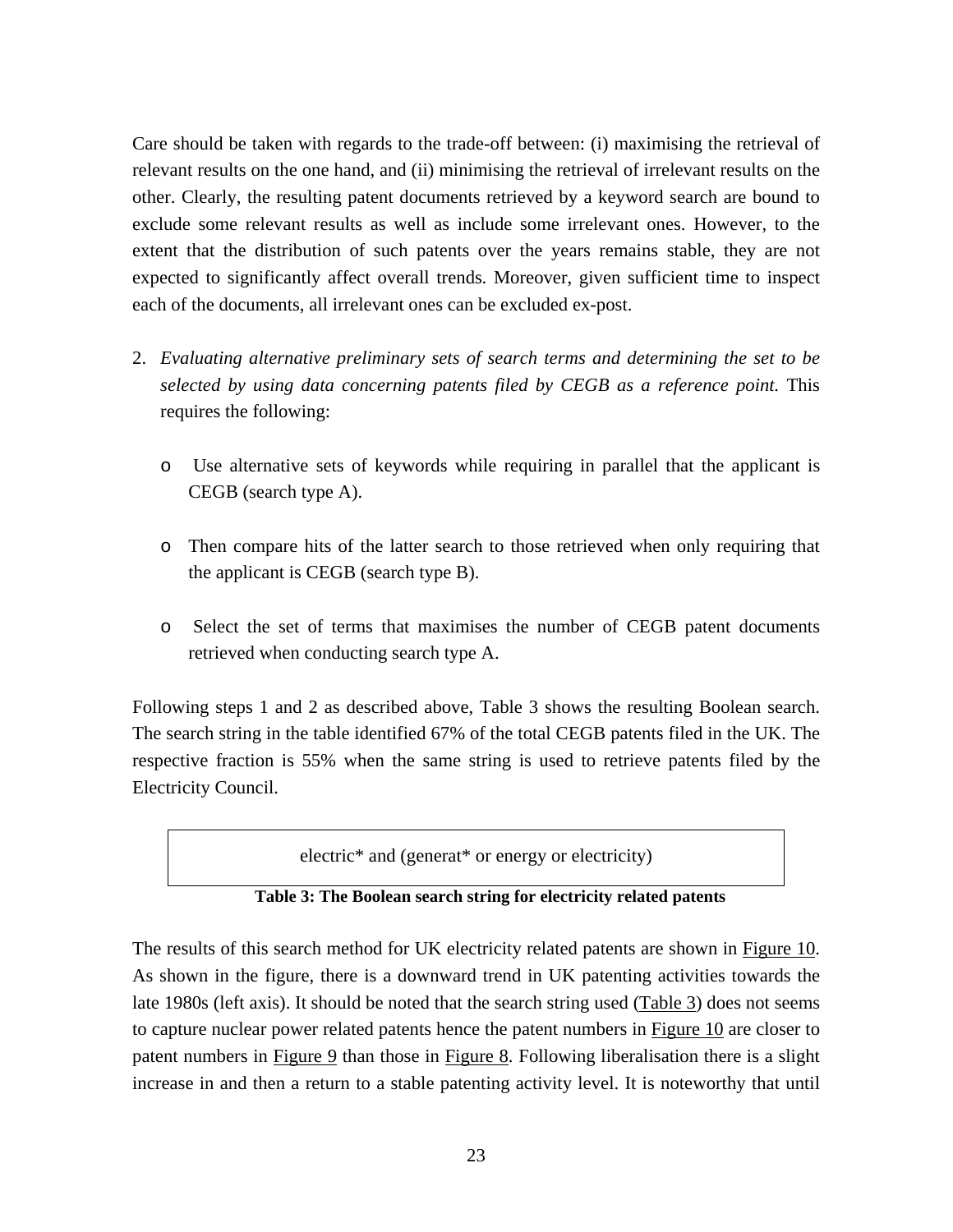Care should be taken with regards to the trade-off between: (i) maximising the retrieval of relevant results on the one hand, and (ii) minimising the retrieval of irrelevant results on the other. Clearly, the resulting patent documents retrieved by a keyword search are bound to exclude some relevant results as well as include some irrelevant ones. However, to the extent that the distribution of such patents over the years remains stable, they are not expected to significantly affect overall trends. Moreover, given sufficient time to inspect each of the documents, all irrelevant ones can be excluded ex-post.

2. *Evaluating alternative preliminary sets of search terms and determining the set to be selected by using data concerning patents filed by CEGB as a reference point.* This requires the following:

   - Use alternative sets of keywords while requiring in parallel that the applicant is CEGB (search type A).

   - Then compare hits of the latter search to those retrieved when only requiring that the applicant is CEGB (search type B).

   - Select the set of terms that maximises the number of CEGB patent documents retrieved when conducting search type A.

Following steps 1 and 2 as described above, Table 3 shows the resulting Boolean search. The search string in the table identified 67% of the total CEGB patents filed in the UK. The respective fraction is 55% when the same string is used to retrieve patents filed by the Electricity Council.

| electric* and (generat* or energy or electricity) |
| --- |

**Table 3: The Boolean search string for electricity related patents**

The results of this search method for UK electricity related patents are shown in Figure 10. As shown in the figure, there is a downward trend in UK patenting activities towards the late 1980s (left axis). It should be noted that the search string used (Table 3) does not seems to capture nuclear power related patents hence the patent numbers in Figure 10 are closer to patent numbers in Figure 9 than those in Figure 8. Following liberalisation there is a slight increase in and then a return to a stable patenting activity level. It is noteworthy that until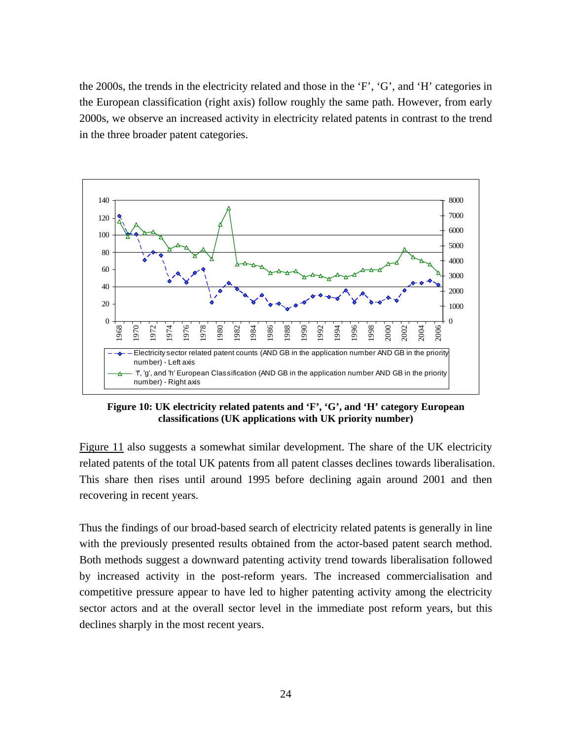the 2000s, the trends in the electricity related and those in the 'F', 'G', and 'H' categories in the European classification (right axis) follow roughly the same path. However, from early 2000s, we observe an increased activity in electricity related patents in contrast to the trend in the three broader patent categories.

**Figure 10: UK electricity related patents and 'F', 'G', and 'H' category European classifications (UK applications with UK priority number)**

Figure 11 also suggests a somewhat similar development. The share of the UK electricity related patents of the total UK patents from all patent classes declines towards liberalisation. This share then rises until around 1995 before declining again around 2001 and then recovering in recent years.

Thus the findings of our broad-based search of electricity related patents is generally in line with the previously presented results obtained from the actor-based patent search method. Both methods suggest a downward patenting activity trend towards liberalisation followed by increased activity in the post-reform years. The increased commercialisation and competitive pressure appear to have led to higher patenting activity among the electricity sector actors and at the overall sector level in the immediate post reform years, but this declines sharply in the most recent years.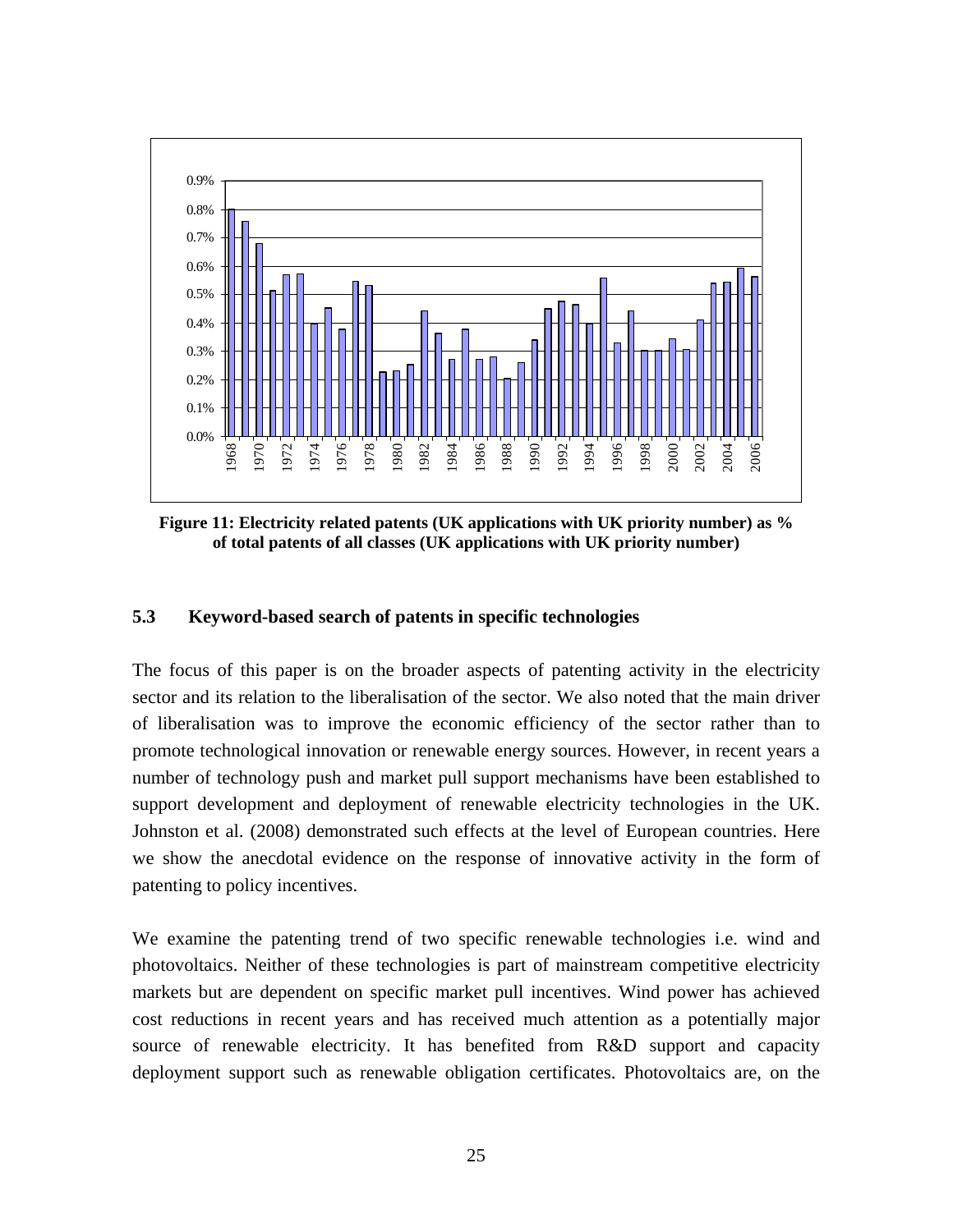**Figure 11: Electricity related patents (UK applications with UK priority number) as % of total patents of all classes (UK applications with UK priority number)**

### 5.3 Keyword-based search of patents in specific technologies

The focus of this paper is on the broader aspects of patenting activity in the electricity sector and its relation to the liberalisation of the sector. We also noted that the main driver of liberalisation was to improve the economic efficiency of the sector rather than to promote technological innovation or renewable energy sources. However, in recent years a number of technology push and market pull support mechanisms have been established to support development and deployment of renewable electricity technologies in the UK. Johnston et al. (2008) demonstrated such effects at the level of European countries. Here we show the anecdotal evidence on the response of innovative activity in the form of patenting to policy incentives.

We examine the patenting trend of two specific renewable technologies i.e. wind and photovoltaics. Neither of these technologies is part of mainstream competitive electricity markets but are dependent on specific market pull incentives. Wind power has achieved cost reductions in recent years and has received much attention as a potentially major source of renewable electricity. It has benefited from R&D support and capacity deployment support such as renewable obligation certificates. Photovoltaics are, on the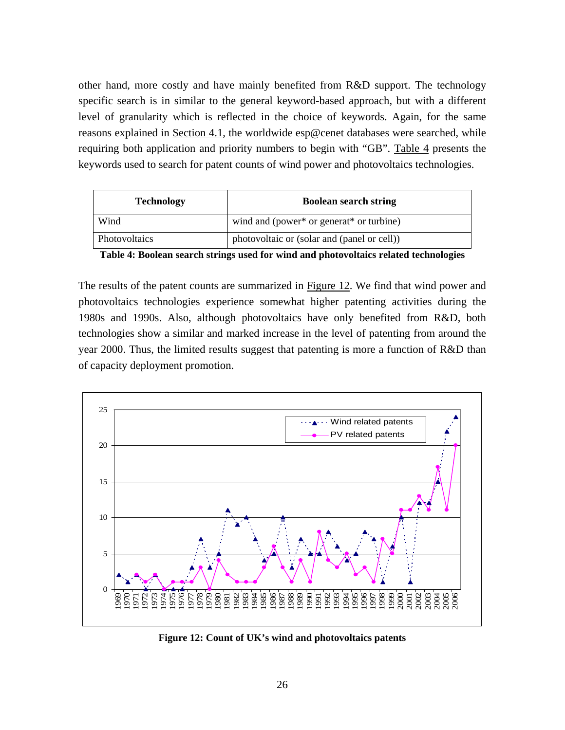other hand, more costly and have mainly benefited from R&D support. The technology specific search is in similar to the general keyword-based approach, but with a different level of granularity which is reflected in the choice of keywords. Again, for the same reasons explained in Section 4.1, the worldwide esp@cenet databases were searched, while requiring both application and priority numbers to begin with "GB". Table 4 presents the keywords used to search for patent counts of wind power and photovoltaics technologies.

| Technology | Boolean search string |
|---|---|
| Wind | wind and (power* or generat* or turbine) |
| Photovoltaics | photovoltaic or (solar and (panel or cell)) |

**Table 4: Boolean search strings used for wind and photovoltaics related technologies**

The results of the patent counts are summarized in Figure 12. We find that wind power and photovoltaics technologies experience somewhat higher patenting activities during the 1980s and 1990s. Also, although photovoltaics have only benefited from R&D, both technologies show a similar and marked increase in the level of patenting from around the year 2000. Thus, the limited results suggest that patenting is more a function of R&D than of capacity deployment promotion.

**Figure 12: Count of UK's wind and photovoltaics patents**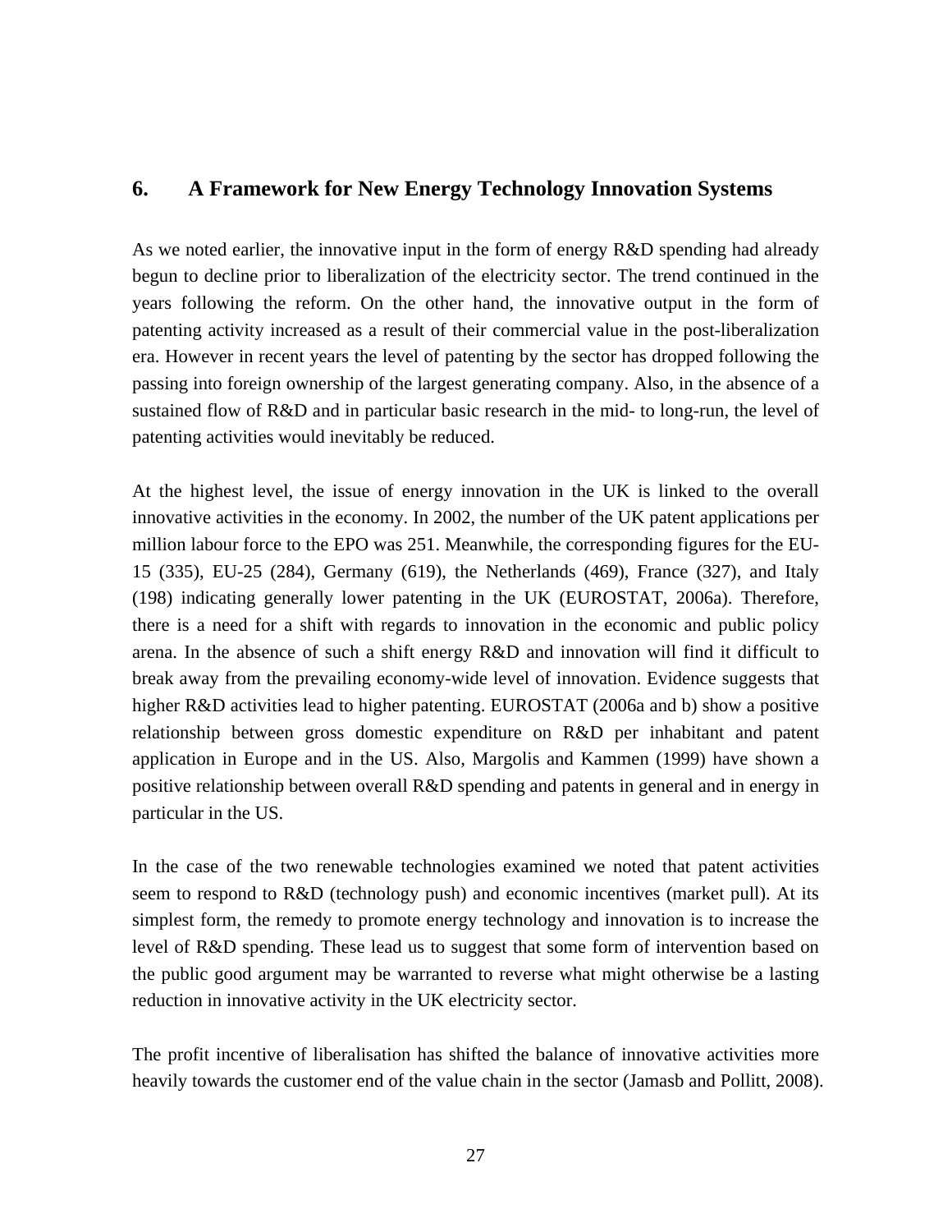## 6. A Framework for New Energy Technology Innovation Systems

As we noted earlier, the innovative input in the form of energy R&D spending had already begun to decline prior to liberalization of the electricity sector. The trend continued in the years following the reform. On the other hand, the innovative output in the form of patenting activity increased as a result of their commercial value in the post-liberalization era. However in recent years the level of patenting by the sector has dropped following the passing into foreign ownership of the largest generating company. Also, in the absence of a sustained flow of R&D and in particular basic research in the mid- to long-run, the level of patenting activities would inevitably be reduced.

At the highest level, the issue of energy innovation in the UK is linked to the overall innovative activities in the economy. In 2002, the number of the UK patent applications per million labour force to the EPO was 251. Meanwhile, the corresponding figures for the EU-15 (335), EU-25 (284), Germany (619), the Netherlands (469), France (327), and Italy (198) indicating generally lower patenting in the UK (EUROSTAT, 2006a). Therefore, there is a need for a shift with regards to innovation in the economic and public policy arena. In the absence of such a shift energy R&D and innovation will find it difficult to break away from the prevailing economy-wide level of innovation. Evidence suggests that higher R&D activities lead to higher patenting. EUROSTAT (2006a and b) show a positive relationship between gross domestic expenditure on R&D per inhabitant and patent application in Europe and in the US. Also, Margolis and Kammen (1999) have shown a positive relationship between overall R&D spending and patents in general and in energy in particular in the US.

In the case of the two renewable technologies examined we noted that patent activities seem to respond to R&D (technology push) and economic incentives (market pull). At its simplest form, the remedy to promote energy technology and innovation is to increase the level of R&D spending. These lead us to suggest that some form of intervention based on the public good argument may be warranted to reverse what might otherwise be a lasting reduction in innovative activity in the UK electricity sector.

The profit incentive of liberalisation has shifted the balance of innovative activities more heavily towards the customer end of the value chain in the sector (Jamasb and Pollitt, 2008).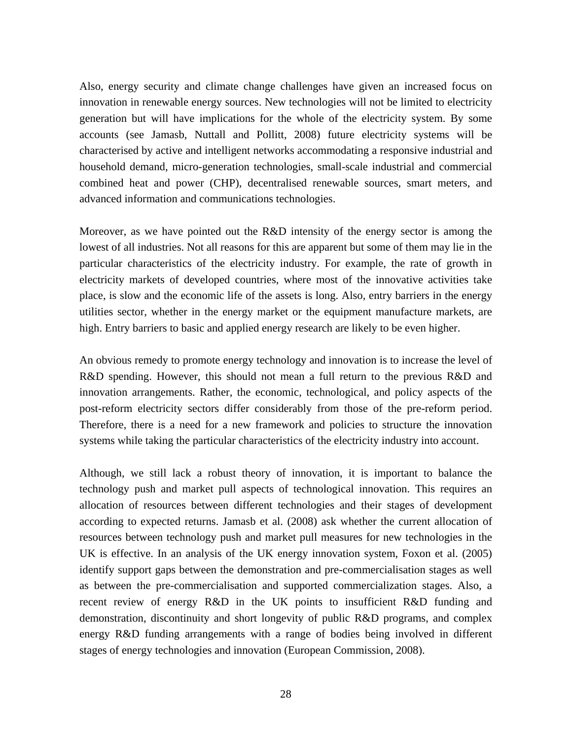Also, energy security and climate change challenges have given an increased focus on innovation in renewable energy sources. New technologies will not be limited to electricity generation but will have implications for the whole of the electricity system. By some accounts (see Jamasb, Nuttall and Pollitt, 2008) future electricity systems will be characterised by active and intelligent networks accommodating a responsive industrial and household demand, micro-generation technologies, small-scale industrial and commercial combined heat and power (CHP), decentralised renewable sources, smart meters, and advanced information and communications technologies.

Moreover, as we have pointed out the R&D intensity of the energy sector is among the lowest of all industries. Not all reasons for this are apparent but some of them may lie in the particular characteristics of the electricity industry. For example, the rate of growth in electricity markets of developed countries, where most of the innovative activities take place, is slow and the economic life of the assets is long. Also, entry barriers in the energy utilities sector, whether in the energy market or the equipment manufacture markets, are high. Entry barriers to basic and applied energy research are likely to be even higher.

An obvious remedy to promote energy technology and innovation is to increase the level of R&D spending. However, this should not mean a full return to the previous R&D and innovation arrangements. Rather, the economic, technological, and policy aspects of the post-reform electricity sectors differ considerably from those of the pre-reform period. Therefore, there is a need for a new framework and policies to structure the innovation systems while taking the particular characteristics of the electricity industry into account.

Although, we still lack a robust theory of innovation, it is important to balance the technology push and market pull aspects of technological innovation. This requires an allocation of resources between different technologies and their stages of development according to expected returns. Jamasb et al. (2008) ask whether the current allocation of resources between technology push and market pull measures for new technologies in the UK is effective. In an analysis of the UK energy innovation system, Foxon et al. (2005) identify support gaps between the demonstration and pre-commercialisation stages as well as between the pre-commercialisation and supported commercialization stages. Also, a recent review of energy R&D in the UK points to insufficient R&D funding and demonstration, discontinuity and short longevity of public R&D programs, and complex energy R&D funding arrangements with a range of bodies being involved in different stages of energy technologies and innovation (European Commission, 2008).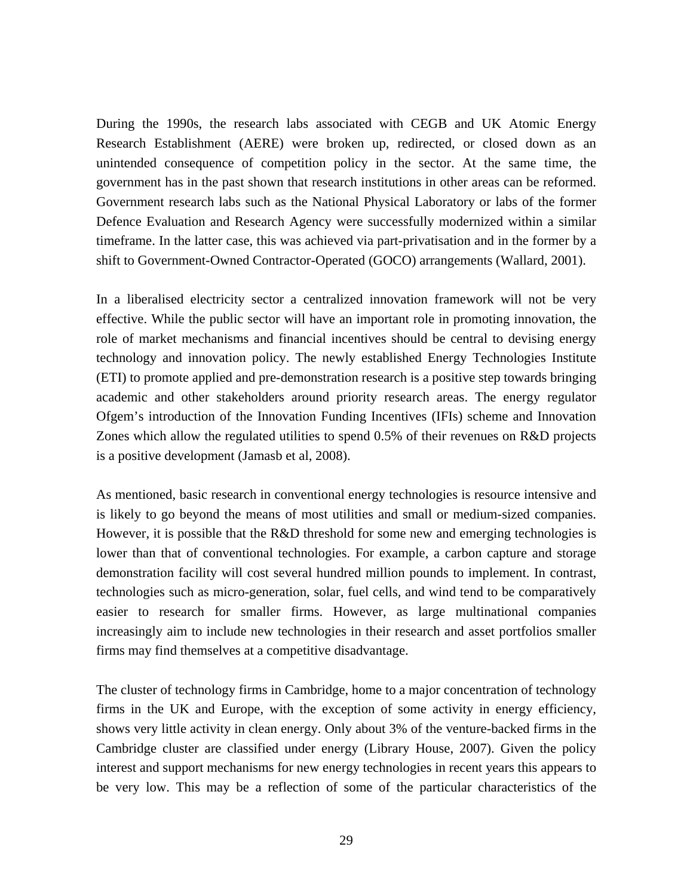During the 1990s, the research labs associated with CEGB and UK Atomic Energy Research Establishment (AERE) were broken up, redirected, or closed down as an unintended consequence of competition policy in the sector. At the same time, the government has in the past shown that research institutions in other areas can be reformed. Government research labs such as the National Physical Laboratory or labs of the former Defence Evaluation and Research Agency were successfully modernized within a similar timeframe. In the latter case, this was achieved via part-privatisation and in the former by a shift to Government-Owned Contractor-Operated (GOCO) arrangements (Wallard, 2001).

In a liberalised electricity sector a centralized innovation framework will not be very effective. While the public sector will have an important role in promoting innovation, the role of market mechanisms and financial incentives should be central to devising energy technology and innovation policy. The newly established Energy Technologies Institute (ETI) to promote applied and pre-demonstration research is a positive step towards bringing academic and other stakeholders around priority research areas. The energy regulator Ofgem's introduction of the Innovation Funding Incentives (IFIs) scheme and Innovation Zones which allow the regulated utilities to spend 0.5% of their revenues on R&D projects is a positive development (Jamasb et al, 2008).

As mentioned, basic research in conventional energy technologies is resource intensive and is likely to go beyond the means of most utilities and small or medium-sized companies. However, it is possible that the R&D threshold for some new and emerging technologies is lower than that of conventional technologies. For example, a carbon capture and storage demonstration facility will cost several hundred million pounds to implement. In contrast, technologies such as micro-generation, solar, fuel cells, and wind tend to be comparatively easier to research for smaller firms. However, as large multinational companies increasingly aim to include new technologies in their research and asset portfolios smaller firms may find themselves at a competitive disadvantage.

The cluster of technology firms in Cambridge, home to a major concentration of technology firms in the UK and Europe, with the exception of some activity in energy efficiency, shows very little activity in clean energy. Only about 3% of the venture-backed firms in the Cambridge cluster are classified under energy (Library House, 2007). Given the policy interest and support mechanisms for new energy technologies in recent years this appears to be very low. This may be a reflection of some of the particular characteristics of the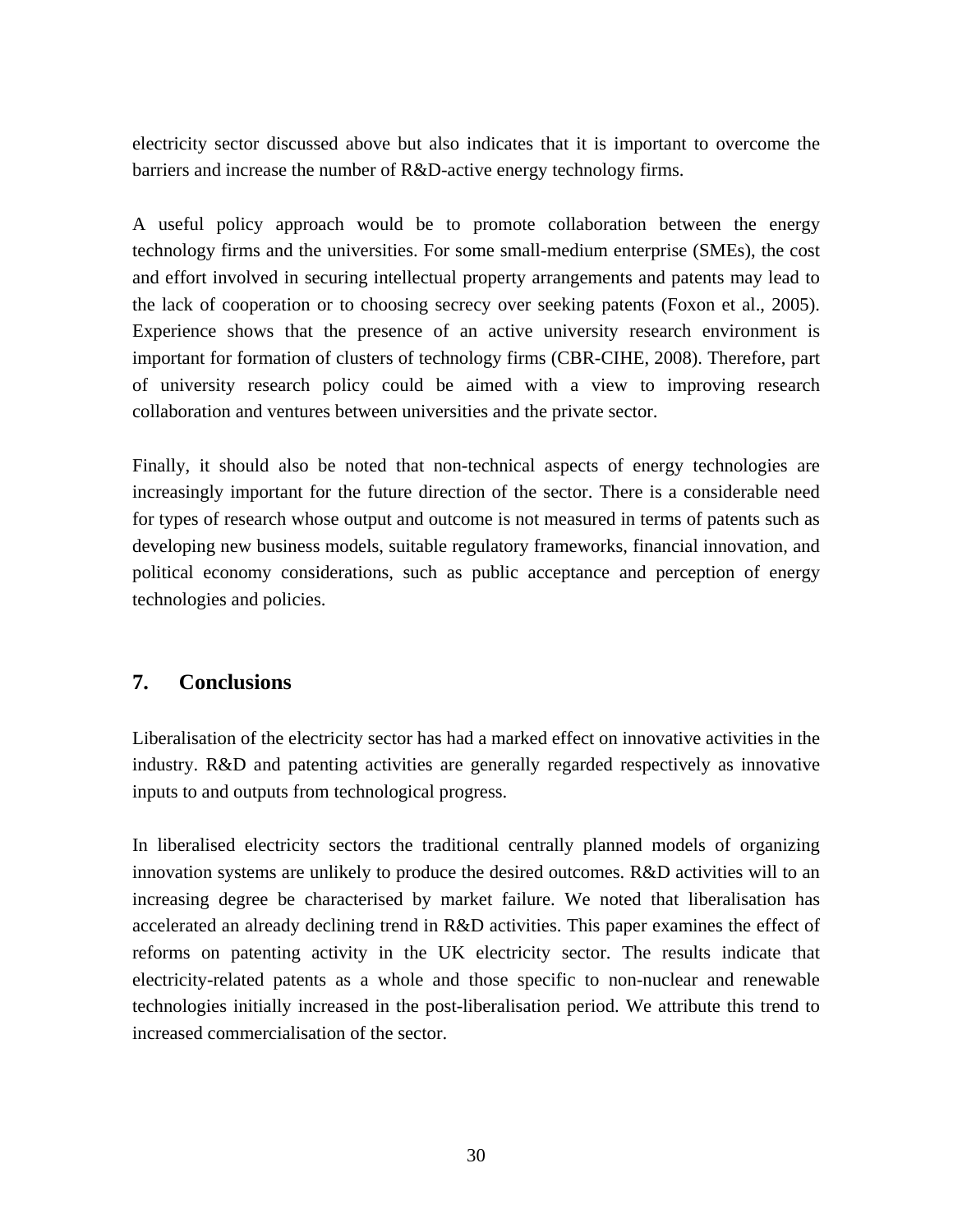electricity sector discussed above but also indicates that it is important to overcome the barriers and increase the number of R&D-active energy technology firms.

A useful policy approach would be to promote collaboration between the energy technology firms and the universities. For some small-medium enterprise (SMEs), the cost and effort involved in securing intellectual property arrangements and patents may lead to the lack of cooperation or to choosing secrecy over seeking patents (Foxon et al., 2005). Experience shows that the presence of an active university research environment is important for formation of clusters of technology firms (CBR-CIHE, 2008). Therefore, part of university research policy could be aimed with a view to improving research collaboration and ventures between universities and the private sector.

Finally, it should also be noted that non-technical aspects of energy technologies are increasingly important for the future direction of the sector. There is a considerable need for types of research whose output and outcome is not measured in terms of patents such as developing new business models, suitable regulatory frameworks, financial innovation, and political economy considerations, such as public acceptance and perception of energy technologies and policies.

## 7. Conclusions

Liberalisation of the electricity sector has had a marked effect on innovative activities in the industry. R&D and patenting activities are generally regarded respectively as innovative inputs to and outputs from technological progress.

In liberalised electricity sectors the traditional centrally planned models of organizing innovation systems are unlikely to produce the desired outcomes. R&D activities will to an increasing degree be characterised by market failure. We noted that liberalisation has accelerated an already declining trend in R&D activities. This paper examines the effect of reforms on patenting activity in the UK electricity sector. The results indicate that electricity-related patents as a whole and those specific to non-nuclear and renewable technologies initially increased in the post-liberalisation period. We attribute this trend to increased commercialisation of the sector.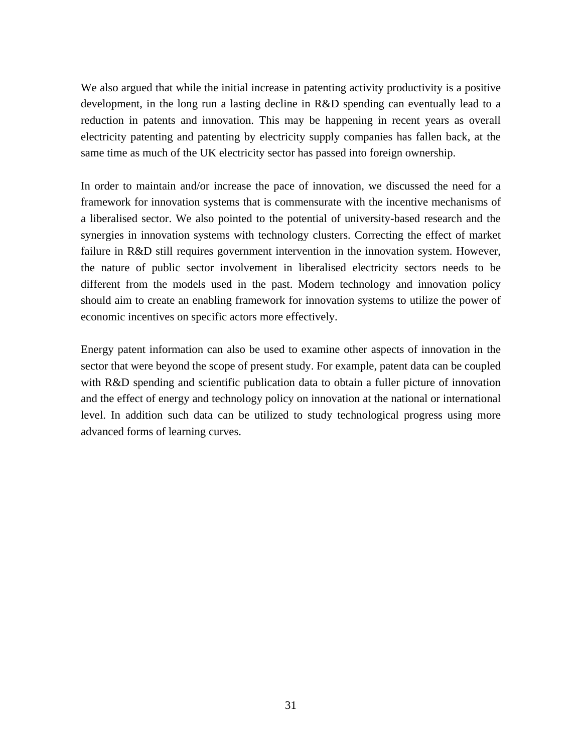We also argued that while the initial increase in patenting activity productivity is a positive development, in the long run a lasting decline in R&D spending can eventually lead to a reduction in patents and innovation. This may be happening in recent years as overall electricity patenting and patenting by electricity supply companies has fallen back, at the same time as much of the UK electricity sector has passed into foreign ownership.

In order to maintain and/or increase the pace of innovation, we discussed the need for a framework for innovation systems that is commensurate with the incentive mechanisms of a liberalised sector. We also pointed to the potential of university-based research and the synergies in innovation systems with technology clusters. Correcting the effect of market failure in R&D still requires government intervention in the innovation system. However, the nature of public sector involvement in liberalised electricity sectors needs to be different from the models used in the past. Modern technology and innovation policy should aim to create an enabling framework for innovation systems to utilize the power of economic incentives on specific actors more effectively.

Energy patent information can also be used to examine other aspects of innovation in the sector that were beyond the scope of present study. For example, patent data can be coupled with R&D spending and scientific publication data to obtain a fuller picture of innovation and the effect of energy and technology policy on innovation at the national or international level. In addition such data can be utilized to study technological progress using more advanced forms of learning curves.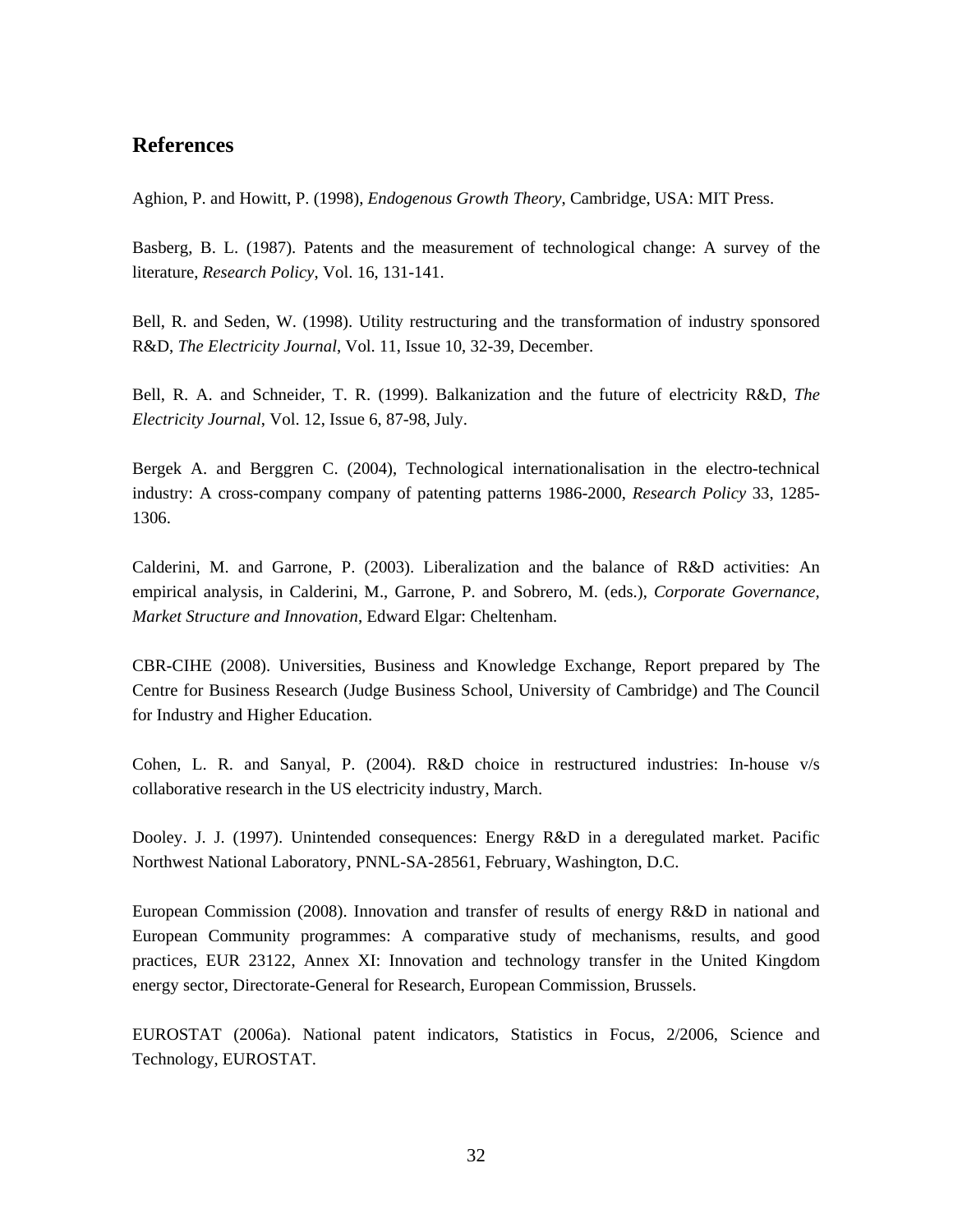## References

Aghion, P. and Howitt, P. (1998), *Endogenous Growth Theory*, Cambridge, USA: MIT Press.

Basberg, B. L. (1987). Patents and the measurement of technological change: A survey of the literature, *Research Policy*, Vol. 16, 131-141.

Bell, R. and Seden, W. (1998). Utility restructuring and the transformation of industry sponsored R&D, *The Electricity Journal*, Vol. 11, Issue 10, 32-39, December.

Bell, R. A. and Schneider, T. R. (1999). Balkanization and the future of electricity R&D, *The Electricity Journal*, Vol. 12, Issue 6, 87-98, July.

Bergek A. and Berggren C. (2004), Technological internationalisation in the electro-technical industry: A cross-company company of patenting patterns 1986-2000, *Research Policy* 33, 1285-1306.

Calderini, M. and Garrone, P. (2003). Liberalization and the balance of R&D activities: An empirical analysis, in Calderini, M., Garrone, P. and Sobrero, M. (eds.), *Corporate Governance, Market Structure and Innovation*, Edward Elgar: Cheltenham.

CBR-CIHE (2008). Universities, Business and Knowledge Exchange, Report prepared by The Centre for Business Research (Judge Business School, University of Cambridge) and The Council for Industry and Higher Education.

Cohen, L. R. and Sanyal, P. (2004). R&D choice in restructured industries: In-house v/s collaborative research in the US electricity industry, March.

Dooley. J. J. (1997). Unintended consequences: Energy R&D in a deregulated market. Pacific Northwest National Laboratory, PNNL-SA-28561, February, Washington, D.C.

European Commission (2008). Innovation and transfer of results of energy R&D in national and European Community programmes: A comparative study of mechanisms, results, and good practices, EUR 23122, Annex XI: Innovation and technology transfer in the United Kingdom energy sector, Directorate-General for Research, European Commission, Brussels.

EUROSTAT (2006a). National patent indicators, Statistics in Focus, 2/2006, Science and Technology, EUROSTAT.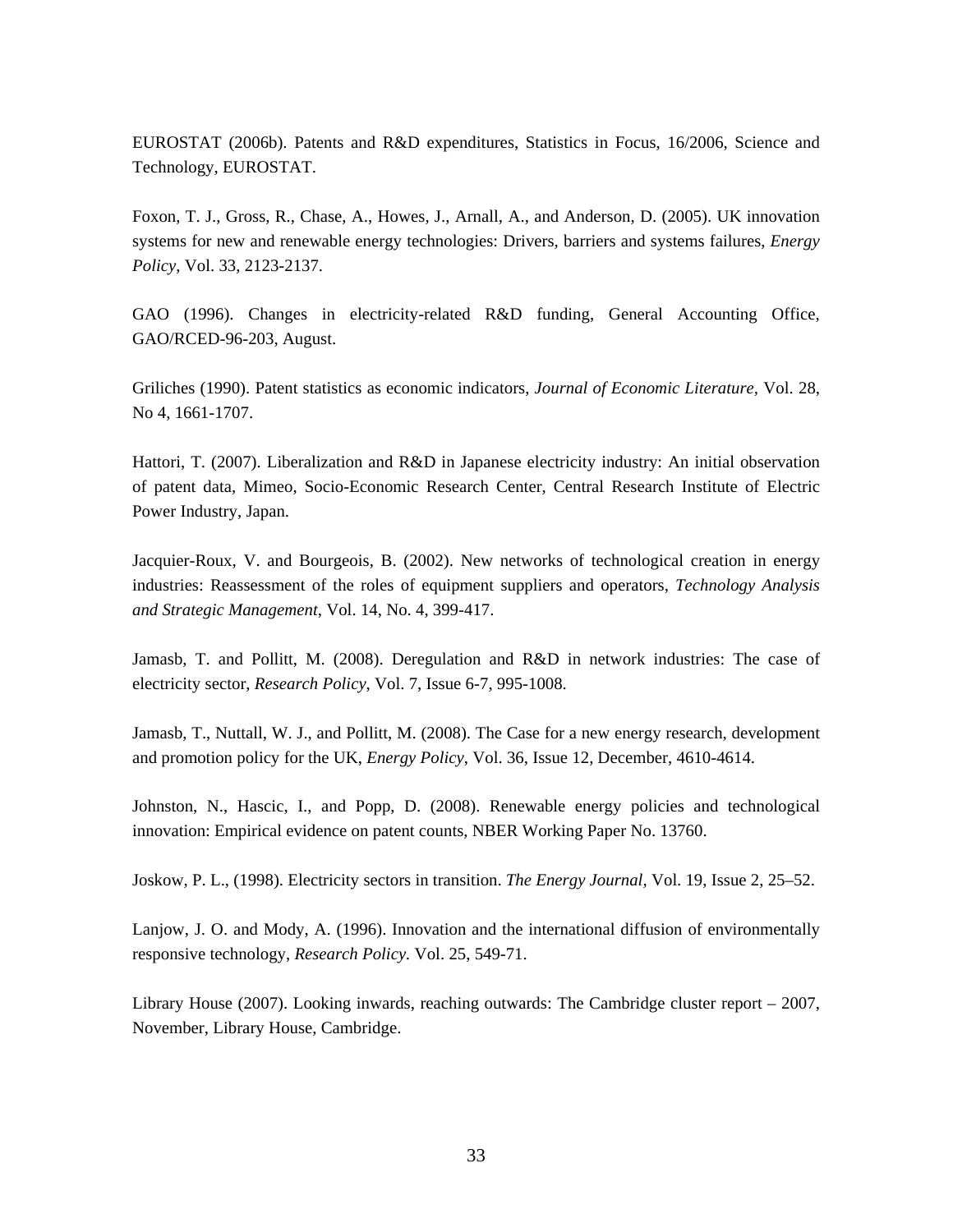EUROSTAT (2006b). Patents and R&D expenditures, Statistics in Focus, 16/2006, Science and Technology, EUROSTAT.

Foxon, T. J., Gross, R., Chase, A., Howes, J., Arnall, A., and Anderson, D. (2005). UK innovation systems for new and renewable energy technologies: Drivers, barriers and systems failures, *Energy Policy*, Vol. 33, 2123-2137.

GAO (1996). Changes in electricity-related R&D funding, General Accounting Office, GAO/RCED-96-203, August.

Griliches (1990). Patent statistics as economic indicators, *Journal of Economic Literature*, Vol. 28, No 4, 1661-1707.

Hattori, T. (2007). Liberalization and R&D in Japanese electricity industry: An initial observation of patent data, Mimeo, Socio-Economic Research Center, Central Research Institute of Electric Power Industry, Japan.

Jacquier-Roux, V. and Bourgeois, B. (2002). New networks of technological creation in energy industries: Reassessment of the roles of equipment suppliers and operators, *Technology Analysis and Strategic Management*, Vol. 14, No. 4, 399-417.

Jamasb, T. and Pollitt, M. (2008). Deregulation and R&D in network industries: The case of electricity sector, *Research Policy*, Vol. 7, Issue 6-7, 995-1008.

Jamasb, T., Nuttall, W. J., and Pollitt, M. (2008). The Case for a new energy research, development and promotion policy for the UK, *Energy Policy*, Vol. 36, Issue 12, December, 4610-4614.

Johnston, N., Hascic, I., and Popp, D. (2008). Renewable energy policies and technological innovation: Empirical evidence on patent counts, NBER Working Paper No. 13760.

Joskow, P. L., (1998). Electricity sectors in transition. *The Energy Journal*, Vol. 19, Issue 2, 25–52.

Lanjow, J. O. and Mody, A. (1996). Innovation and the international diffusion of environmentally responsive technology, *Research Policy.* Vol. 25, 549-71.

Library House (2007). Looking inwards, reaching outwards: The Cambridge cluster report – 2007, November, Library House, Cambridge.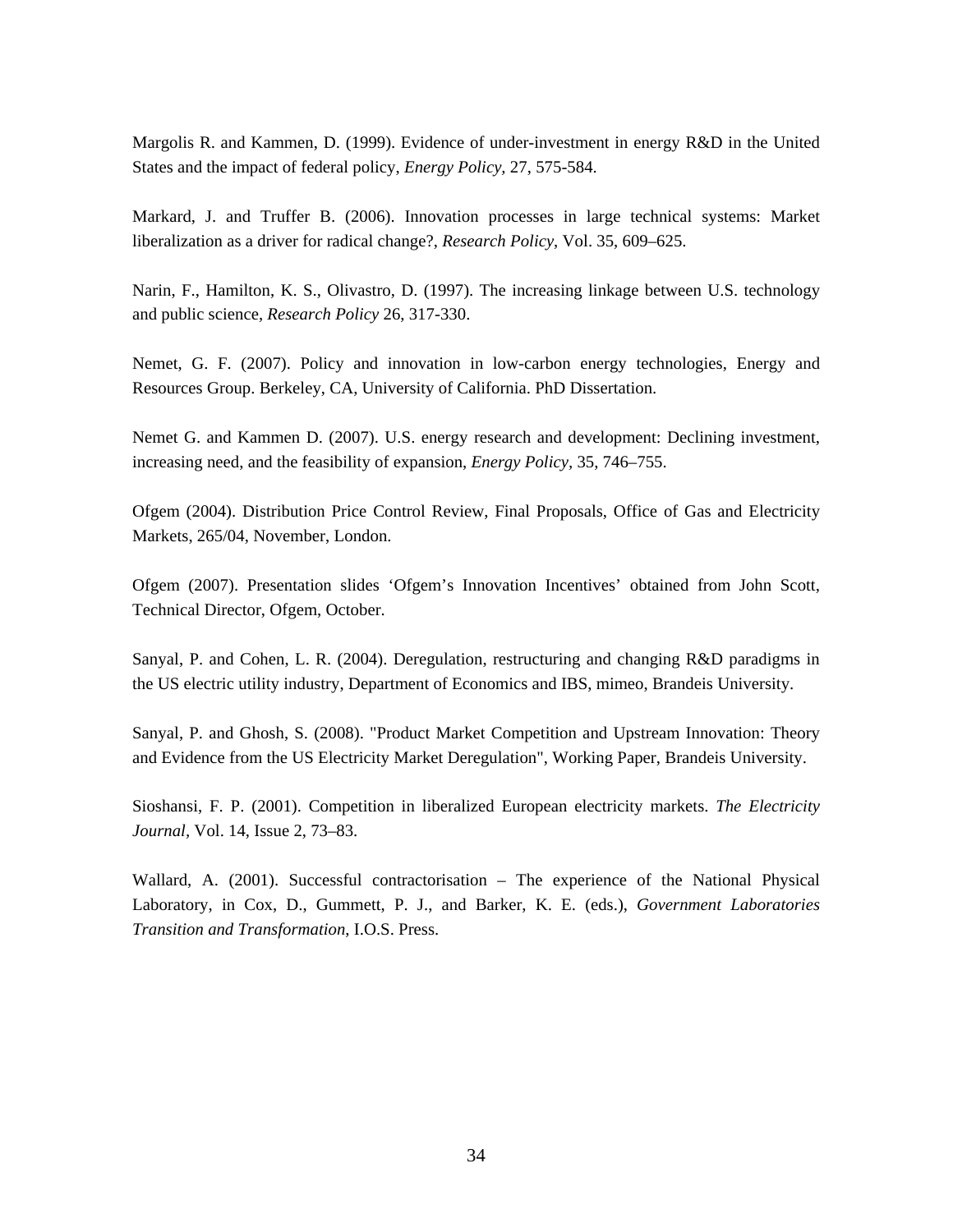Margolis R. and Kammen, D. (1999). Evidence of under-investment in energy R&D in the United States and the impact of federal policy, *Energy Policy*, 27, 575-584.

Markard, J. and Truffer B. (2006). Innovation processes in large technical systems: Market liberalization as a driver for radical change?, *Research Policy*, Vol. 35, 609–625.

Narin, F., Hamilton, K. S., Olivastro, D. (1997). The increasing linkage between U.S. technology and public science, *Research Policy* 26, 317-330.

Nemet, G. F. (2007). Policy and innovation in low-carbon energy technologies, Energy and Resources Group. Berkeley, CA, University of California. PhD Dissertation.

Nemet G. and Kammen D. (2007). U.S. energy research and development: Declining investment, increasing need, and the feasibility of expansion, *Energy Policy*, 35, 746–755.

Ofgem (2004). Distribution Price Control Review, Final Proposals, Office of Gas and Electricity Markets, 265/04, November, London.

Ofgem (2007). Presentation slides 'Ofgem's Innovation Incentives' obtained from John Scott, Technical Director, Ofgem, October.

Sanyal, P. and Cohen, L. R. (2004). Deregulation, restructuring and changing R&D paradigms in the US electric utility industry, Department of Economics and IBS, mimeo, Brandeis University.

Sanyal, P. and Ghosh, S. (2008). "Product Market Competition and Upstream Innovation: Theory and Evidence from the US Electricity Market Deregulation", Working Paper, Brandeis University.

Sioshansi, F. P. (2001). Competition in liberalized European electricity markets. *The Electricity Journal*, Vol. 14, Issue 2, 73–83.

Wallard, A. (2001). Successful contractorisation – The experience of the National Physical Laboratory, in Cox, D., Gummett, P. J., and Barker, K. E. (eds.), *Government Laboratories Transition and Transformation*, I.O.S. Press.